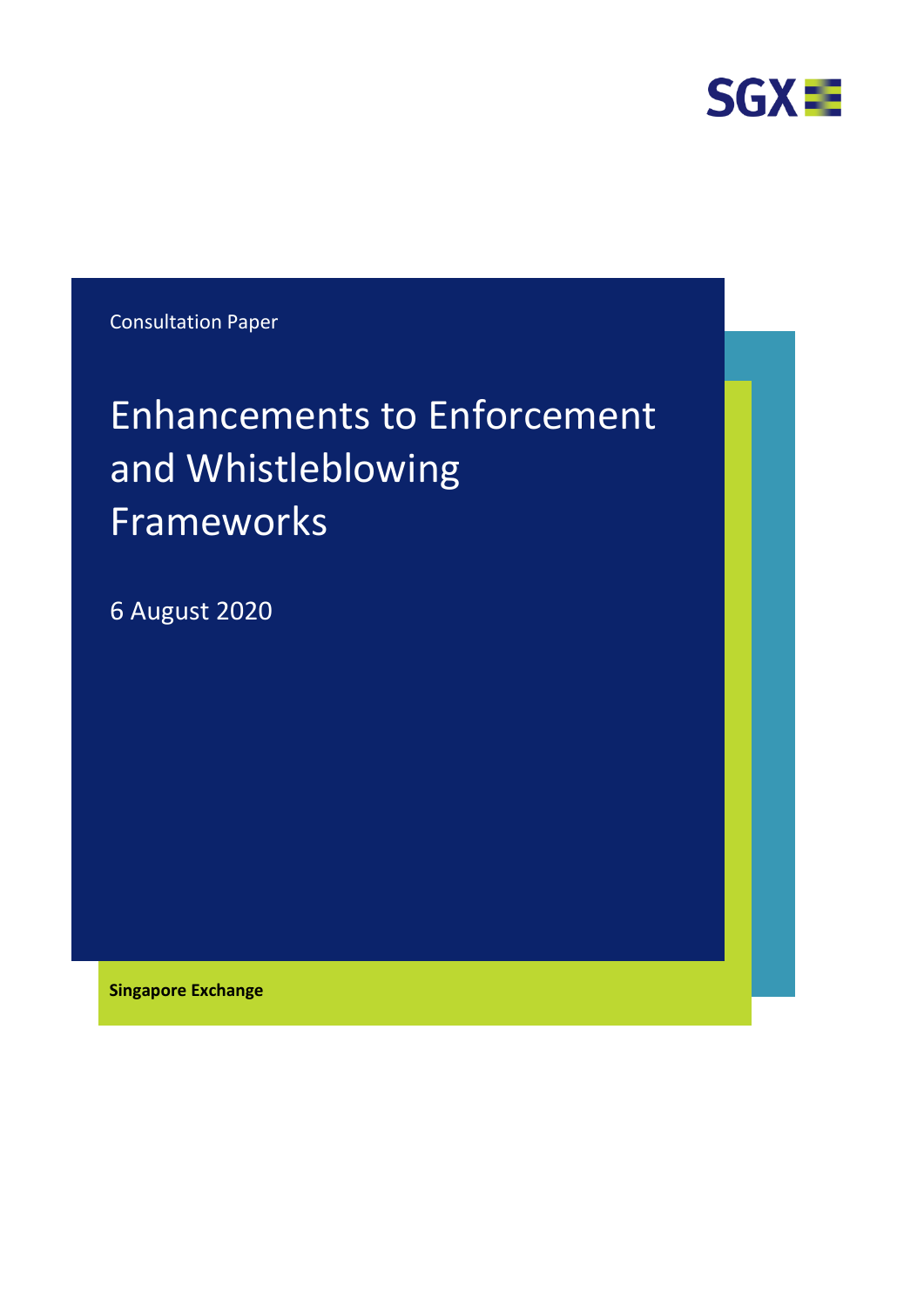SGX

Consultation Paper

# Enhancements to Enforcement and Whistleblowing Frameworks

6 August 2020

**Singapore Exchange**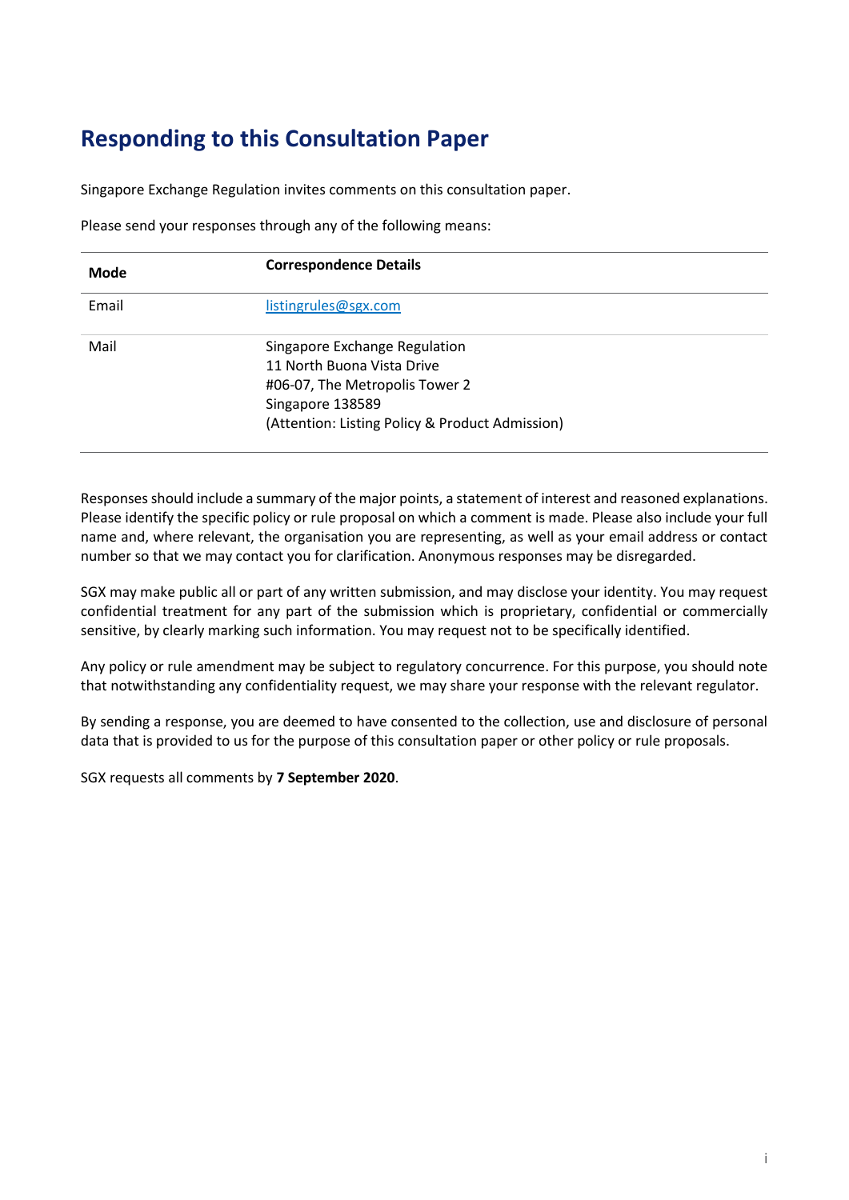# Responding to this Consultation Paper

Singapore Exchange Regulation invites comments on this consultation paper.

Please send your responses through any of the following means:

| Mode | Correspondence Details |
| --- | --- |
| Email | listingrules@sgx.com |
| Mail | Singapore Exchange Regulation<br>11 North Buona Vista Drive<br>#06-07, The Metropolis Tower 2<br>Singapore 138589<br>(Attention: Listing Policy & Product Admission) |

Responses should include a summary of the major points, a statement of interest and reasoned explanations. Please identify the specific policy or rule proposal on which a comment is made. Please also include your full name and, where relevant, the organisation you are representing, as well as your email address or contact number so that we may contact you for clarification. Anonymous responses may be disregarded.

SGX may make public all or part of any written submission, and may disclose your identity. You may request confidential treatment for any part of the submission which is proprietary, confidential or commercially sensitive, by clearly marking such information. You may request not to be specifically identified.

Any policy or rule amendment may be subject to regulatory concurrence. For this purpose, you should note that notwithstanding any confidentiality request, we may share your response with the relevant regulator.

By sending a response, you are deemed to have consented to the collection, use and disclosure of personal data that is provided to us for the purpose of this consultation paper or other policy or rule proposals.

SGX requests all comments by **7 September 2020**.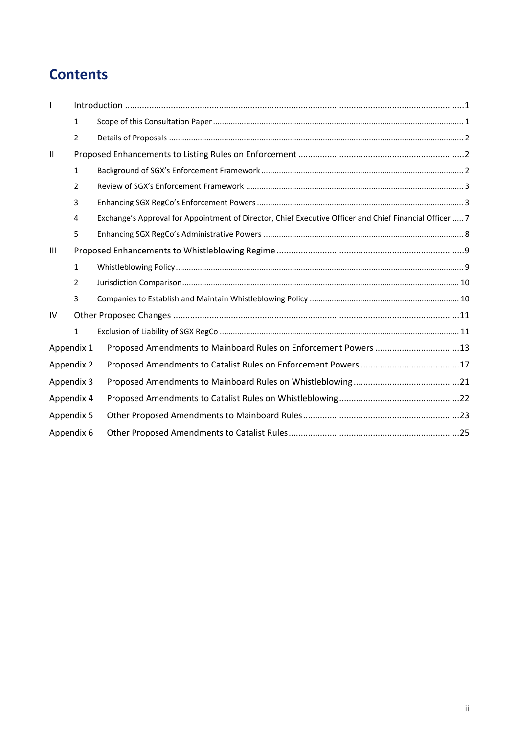# Contents

| | | | |
|---|---|---|---|
| I | Introduction | | 1 |
| | 1 | Scope of this Consultation Paper | 1 |
| | 2 | Details of Proposals | 2 |
| II | Proposed Enhancements to Listing Rules on Enforcement | | 2 |
| | 1 | Background of SGX's Enforcement Framework | 2 |
| | 2 | Review of SGX's Enforcement Framework | 3 |
| | 3 | Enhancing SGX RegCo's Enforcement Powers | 3 |
| | 4 | Exchange's Approval for Appointment of Director, Chief Executive Officer and Chief Financial Officer | 7 |
| | 5 | Enhancing SGX RegCo's Administrative Powers | 8 |
| III | Proposed Enhancements to Whistleblowing Regime | | 9 |
| | 1 | Whistleblowing Policy | 9 |
| | 2 | Jurisdiction Comparison | 10 |
| | 3 | Companies to Establish and Maintain Whistleblowing Policy | 10 |
| IV | Other Proposed Changes | | 11 |
| | 1 | Exclusion of Liability of SGX RegCo | 11 |
| Appendix 1 | Proposed Amendments to Mainboard Rules on Enforcement Powers | | 13 |
| Appendix 2 | Proposed Amendments to Catalist Rules on Enforcement Powers | | 17 |
| Appendix 3 | Proposed Amendments to Mainboard Rules on Whistleblowing | | 21 |
| Appendix 4 | Proposed Amendments to Catalist Rules on Whistleblowing | | 22 |
| Appendix 5 | Other Proposed Amendments to Mainboard Rules | | 23 |
| Appendix 6 | Other Proposed Amendments to Catalist Rules | | 25 |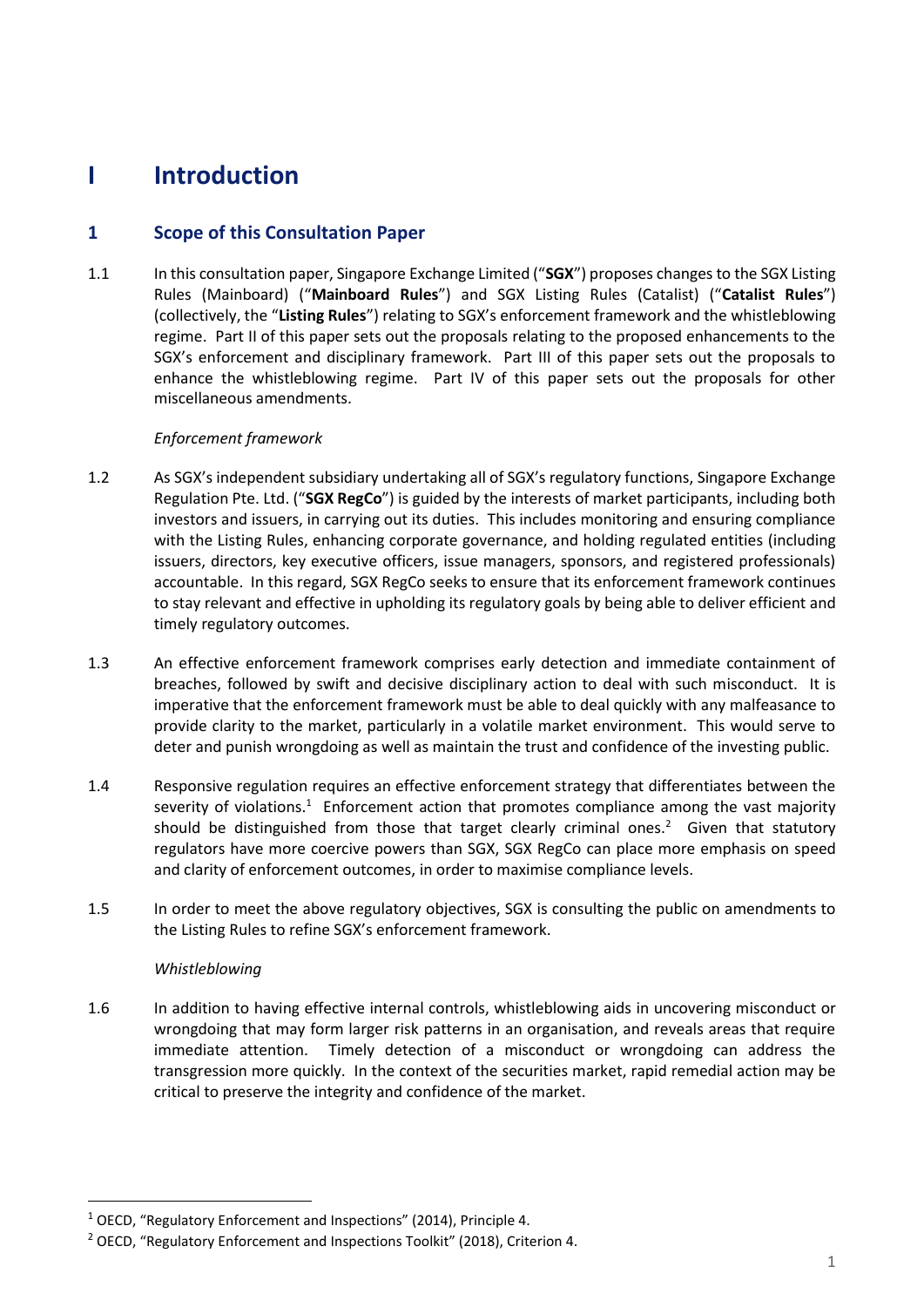# I Introduction

## 1 Scope of this Consultation Paper

1.1 In this consultation paper, Singapore Exchange Limited ("**SGX**") proposes changes to the SGX Listing Rules (Mainboard) ("**Mainboard Rules**") and SGX Listing Rules (Catalist) ("**Catalist Rules**") (collectively, the "**Listing Rules**") relating to SGX's enforcement framework and the whistleblowing regime. Part II of this paper sets out the proposals relating to the proposed enhancements to the SGX's enforcement and disciplinary framework. Part III of this paper sets out the proposals to enhance the whistleblowing regime. Part IV of this paper sets out the proposals for other miscellaneous amendments.

*Enforcement framework*

1.2 As SGX's independent subsidiary undertaking all of SGX's regulatory functions, Singapore Exchange Regulation Pte. Ltd. ("**SGX RegCo**") is guided by the interests of market participants, including both investors and issuers, in carrying out its duties. This includes monitoring and ensuring compliance with the Listing Rules, enhancing corporate governance, and holding regulated entities (including issuers, directors, key executive officers, issue managers, sponsors, and registered professionals) accountable. In this regard, SGX RegCo seeks to ensure that its enforcement framework continues to stay relevant and effective in upholding its regulatory goals by being able to deliver efficient and timely regulatory outcomes.

1.3 An effective enforcement framework comprises early detection and immediate containment of breaches, followed by swift and decisive disciplinary action to deal with such misconduct. It is imperative that the enforcement framework must be able to deal quickly with any malfeasance to provide clarity to the market, particularly in a volatile market environment. This would serve to deter and punish wrongdoing as well as maintain the trust and confidence of the investing public.

1.4 Responsive regulation requires an effective enforcement strategy that differentiates between the severity of violations.[1] Enforcement action that promotes compliance among the vast majority should be distinguished from those that target clearly criminal ones.[2] Given that statutory regulators have more coercive powers than SGX, SGX RegCo can place more emphasis on speed and clarity of enforcement outcomes, in order to maximise compliance levels.

1.5 In order to meet the above regulatory objectives, SGX is consulting the public on amendments to the Listing Rules to refine SGX's enforcement framework.

*Whistleblowing*

1.6 In addition to having effective internal controls, whistleblowing aids in uncovering misconduct or wrongdoing that may form larger risk patterns in an organisation, and reveals areas that require immediate attention. Timely detection of a misconduct or wrongdoing can address the transgression more quickly. In the context of the securities market, rapid remedial action may be critical to preserve the integrity and confidence of the market.

---

[1] OECD, "Regulatory Enforcement and Inspections" (2014), Principle 4.

[2] OECD, "Regulatory Enforcement and Inspections Toolkit" (2018), Criterion 4.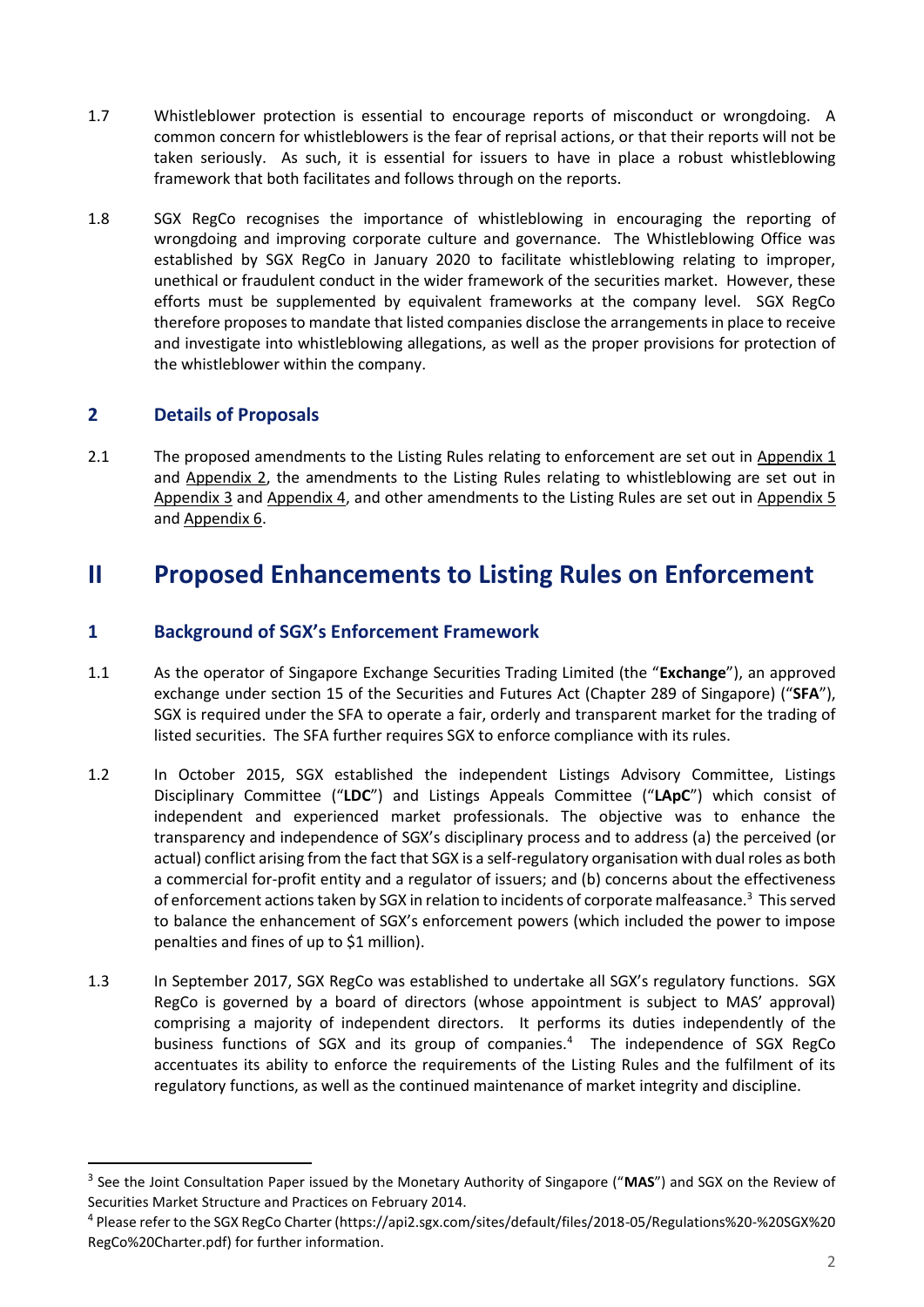1.7 Whistleblower protection is essential to encourage reports of misconduct or wrongdoing. A common concern for whistleblowers is the fear of reprisal actions, or that their reports will not be taken seriously. As such, it is essential for issuers to have in place a robust whistleblowing framework that both facilitates and follows through on the reports.

1.8 SGX RegCo recognises the importance of whistleblowing in encouraging the reporting of wrongdoing and improving corporate culture and governance. The Whistleblowing Office was established by SGX RegCo in January 2020 to facilitate whistleblowing relating to improper, unethical or fraudulent conduct in the wider framework of the securities market. However, these efforts must be supplemented by equivalent frameworks at the company level. SGX RegCo therefore proposes to mandate that listed companies disclose the arrangements in place to receive and investigate into whistleblowing allegations, as well as the proper provisions for protection of the whistleblower within the company.

## 2 Details of Proposals

2.1 The proposed amendments to the Listing Rules relating to enforcement are set out in Appendix 1 and Appendix 2, the amendments to the Listing Rules relating to whistleblowing are set out in Appendix 3 and Appendix 4, and other amendments to the Listing Rules are set out in Appendix 5 and Appendix 6.

# II Proposed Enhancements to Listing Rules on Enforcement

## 1 Background of SGX's Enforcement Framework

1.1 As the operator of Singapore Exchange Securities Trading Limited (the "**Exchange**"), an approved exchange under section 15 of the Securities and Futures Act (Chapter 289 of Singapore) ("**SFA**"), SGX is required under the SFA to operate a fair, orderly and transparent market for the trading of listed securities. The SFA further requires SGX to enforce compliance with its rules.

1.2 In October 2015, SGX established the independent Listings Advisory Committee, Listings Disciplinary Committee ("**LDC**") and Listings Appeals Committee ("**LApC**") which consist of independent and experienced market professionals. The objective was to enhance the transparency and independence of SGX's disciplinary process and to address (a) the perceived (or actual) conflict arising from the fact that SGX is a self-regulatory organisation with dual roles as both a commercial for-profit entity and a regulator of issuers; and (b) concerns about the effectiveness of enforcement actions taken by SGX in relation to incidents of corporate malfeasance.[3] This served to balance the enhancement of SGX's enforcement powers (which included the power to impose penalties and fines of up to $1 million).

1.3 In September 2017, SGX RegCo was established to undertake all SGX's regulatory functions. SGX RegCo is governed by a board of directors (whose appointment is subject to MAS' approval) comprising a majority of independent directors. It performs its duties independently of the business functions of SGX and its group of companies.[4] The independence of SGX RegCo accentuates its ability to enforce the requirements of the Listing Rules and the fulfilment of its regulatory functions, as well as the continued maintenance of market integrity and discipline.

[3] See the Joint Consultation Paper issued by the Monetary Authority of Singapore ("**MAS**") and SGX on the Review of Securities Market Structure and Practices on February 2014.

[4] Please refer to the SGX RegCo Charter (https://api2.sgx.com/sites/default/files/2018-05/Regulations%20-%20SGX%20RegCo%20Charter.pdf) for further information.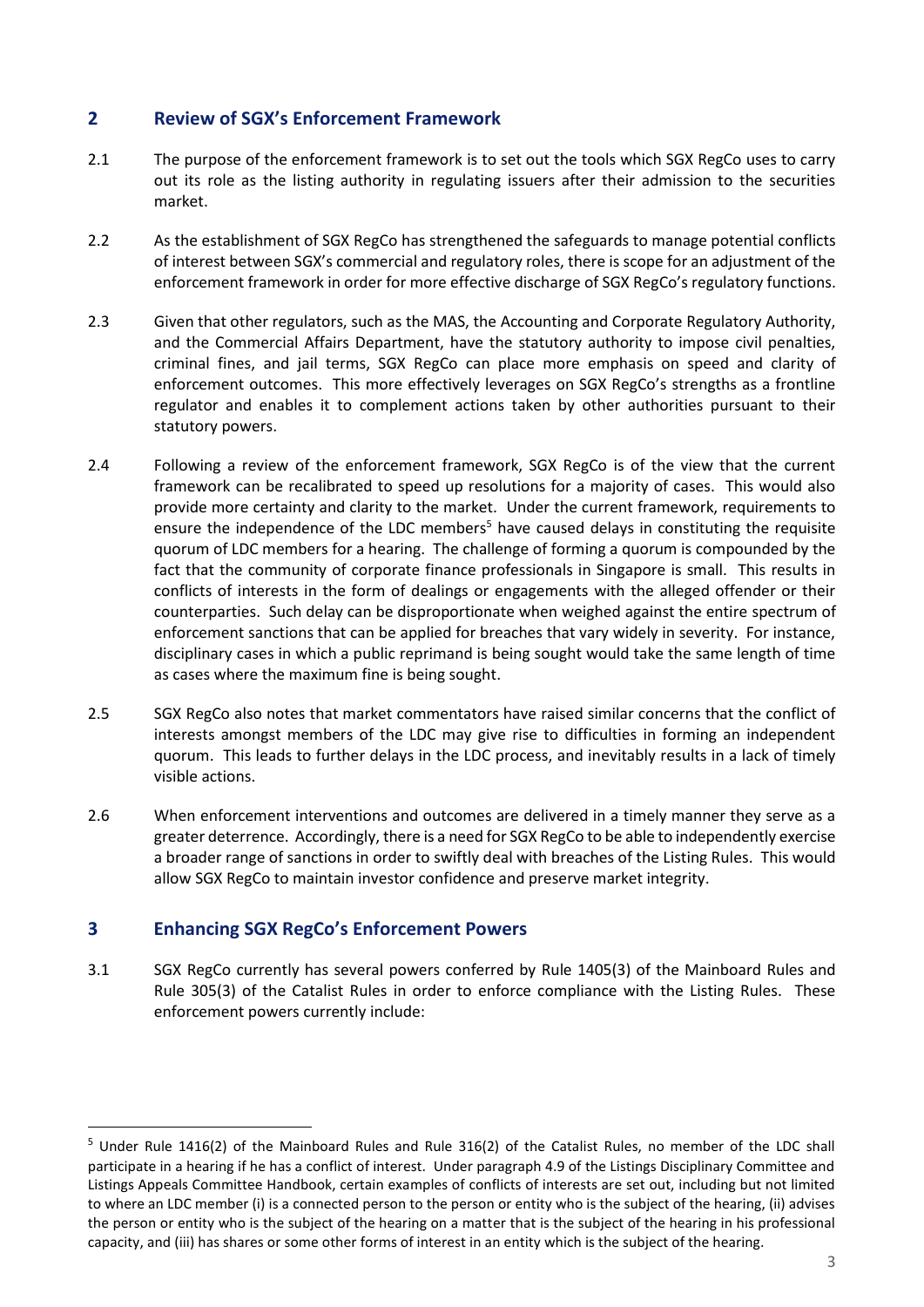## 2 Review of SGX's Enforcement Framework

2.1 The purpose of the enforcement framework is to set out the tools which SGX RegCo uses to carry out its role as the listing authority in regulating issuers after their admission to the securities market.

2.2 As the establishment of SGX RegCo has strengthened the safeguards to manage potential conflicts of interest between SGX's commercial and regulatory roles, there is scope for an adjustment of the enforcement framework in order for more effective discharge of SGX RegCo's regulatory functions.

2.3 Given that other regulators, such as the MAS, the Accounting and Corporate Regulatory Authority, and the Commercial Affairs Department, have the statutory authority to impose civil penalties, criminal fines, and jail terms, SGX RegCo can place more emphasis on speed and clarity of enforcement outcomes. This more effectively leverages on SGX RegCo's strengths as a frontline regulator and enables it to complement actions taken by other authorities pursuant to their statutory powers.

2.4 Following a review of the enforcement framework, SGX RegCo is of the view that the current framework can be recalibrated to speed up resolutions for a majority of cases. This would also provide more certainty and clarity to the market. Under the current framework, requirements to ensure the independence of the LDC members[5] have caused delays in constituting the requisite quorum of LDC members for a hearing. The challenge of forming a quorum is compounded by the fact that the community of corporate finance professionals in Singapore is small. This results in conflicts of interests in the form of dealings or engagements with the alleged offender or their counterparties. Such delay can be disproportionate when weighed against the entire spectrum of enforcement sanctions that can be applied for breaches that vary widely in severity. For instance, disciplinary cases in which a public reprimand is being sought would take the same length of time as cases where the maximum fine is being sought.

2.5 SGX RegCo also notes that market commentators have raised similar concerns that the conflict of interests amongst members of the LDC may give rise to difficulties in forming an independent quorum. This leads to further delays in the LDC process, and inevitably results in a lack of timely visible actions.

2.6 When enforcement interventions and outcomes are delivered in a timely manner they serve as a greater deterrence. Accordingly, there is a need for SGX RegCo to be able to independently exercise a broader range of sanctions in order to swiftly deal with breaches of the Listing Rules. This would allow SGX RegCo to maintain investor confidence and preserve market integrity.

## 3 Enhancing SGX RegCo's Enforcement Powers

3.1 SGX RegCo currently has several powers conferred by Rule 1405(3) of the Mainboard Rules and Rule 305(3) of the Catalist Rules in order to enforce compliance with the Listing Rules. These enforcement powers currently include:

---

[5] Under Rule 1416(2) of the Mainboard Rules and Rule 316(2) of the Catalist Rules, no member of the LDC shall participate in a hearing if he has a conflict of interest. Under paragraph 4.9 of the Listings Disciplinary Committee and Listings Appeals Committee Handbook, certain examples of conflicts of interests are set out, including but not limited to where an LDC member (i) is a connected person to the person or entity who is the subject of the hearing, (ii) advises the person or entity who is the subject of the hearing on a matter that is the subject of the hearing in his professional capacity, and (iii) has shares or some other forms of interest in an entity which is the subject of the hearing.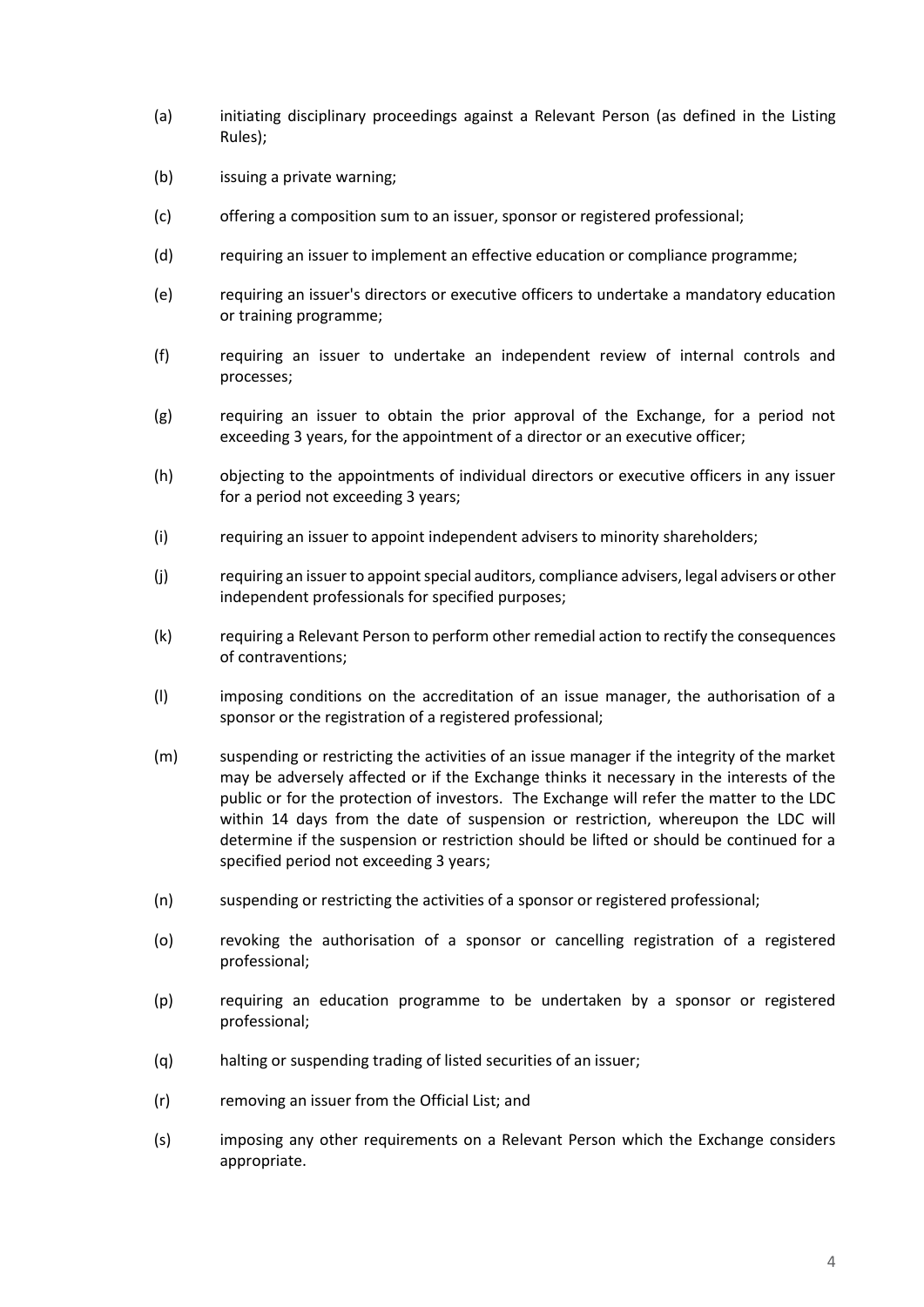(a) initiating disciplinary proceedings against a Relevant Person (as defined in the Listing Rules);

(b) issuing a private warning;

(c) offering a composition sum to an issuer, sponsor or registered professional;

(d) requiring an issuer to implement an effective education or compliance programme;

(e) requiring an issuer's directors or executive officers to undertake a mandatory education or training programme;

(f) requiring an issuer to undertake an independent review of internal controls and processes;

(g) requiring an issuer to obtain the prior approval of the Exchange, for a period not exceeding 3 years, for the appointment of a director or an executive officer;

(h) objecting to the appointments of individual directors or executive officers in any issuer for a period not exceeding 3 years;

(i) requiring an issuer to appoint independent advisers to minority shareholders;

(j) requiring an issuer to appoint special auditors, compliance advisers, legal advisers or other independent professionals for specified purposes;

(k) requiring a Relevant Person to perform other remedial action to rectify the consequences of contraventions;

(l) imposing conditions on the accreditation of an issue manager, the authorisation of a sponsor or the registration of a registered professional;

(m) suspending or restricting the activities of an issue manager if the integrity of the market may be adversely affected or if the Exchange thinks it necessary in the interests of the public or for the protection of investors. The Exchange will refer the matter to the LDC within 14 days from the date of suspension or restriction, whereupon the LDC will determine if the suspension or restriction should be lifted or should be continued for a specified period not exceeding 3 years;

(n) suspending or restricting the activities of a sponsor or registered professional;

(o) revoking the authorisation of a sponsor or cancelling registration of a registered professional;

(p) requiring an education programme to be undertaken by a sponsor or registered professional;

(q) halting or suspending trading of listed securities of an issuer;

(r) removing an issuer from the Official List; and

(s) imposing any other requirements on a Relevant Person which the Exchange considers appropriate.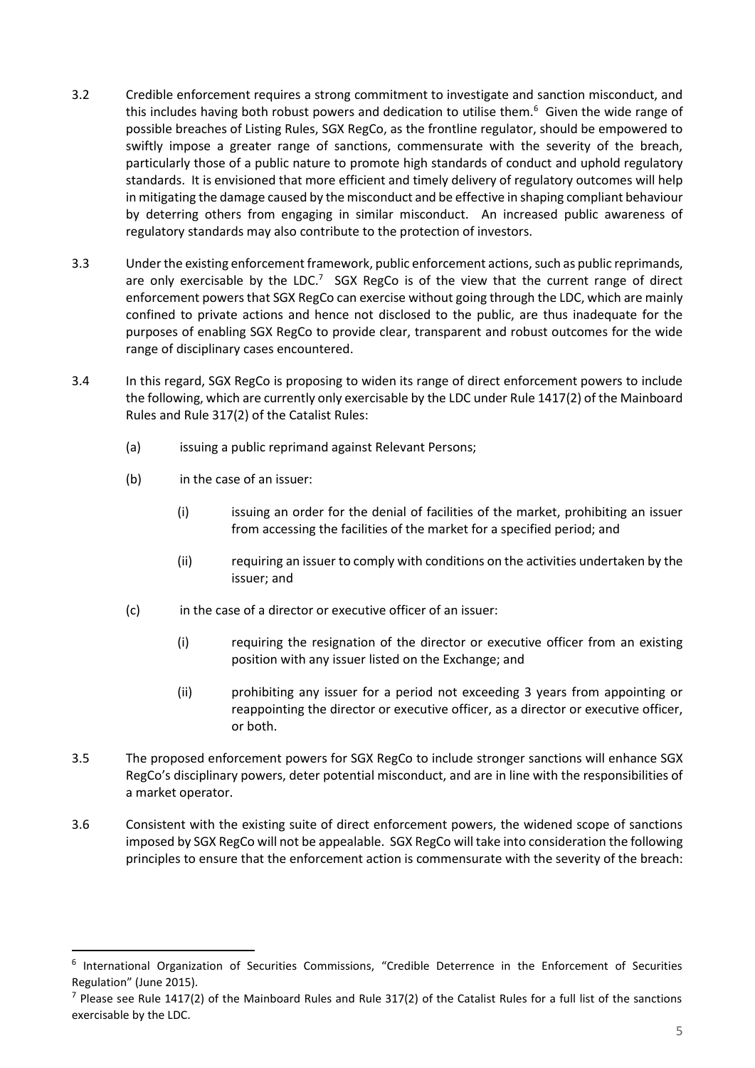3.2 Credible enforcement requires a strong commitment to investigate and sanction misconduct, and this includes having both robust powers and dedication to utilise them.[6] Given the wide range of possible breaches of Listing Rules, SGX RegCo, as the frontline regulator, should be empowered to swiftly impose a greater range of sanctions, commensurate with the severity of the breach, particularly those of a public nature to promote high standards of conduct and uphold regulatory standards. It is envisioned that more efficient and timely delivery of regulatory outcomes will help in mitigating the damage caused by the misconduct and be effective in shaping compliant behaviour by deterring others from engaging in similar misconduct. An increased public awareness of regulatory standards may also contribute to the protection of investors.

3.3 Under the existing enforcement framework, public enforcement actions, such as public reprimands, are only exercisable by the LDC.[7] SGX RegCo is of the view that the current range of direct enforcement powers that SGX RegCo can exercise without going through the LDC, which are mainly confined to private actions and hence not disclosed to the public, are thus inadequate for the purposes of enabling SGX RegCo to provide clear, transparent and robust outcomes for the wide range of disciplinary cases encountered.

3.4 In this regard, SGX RegCo is proposing to widen its range of direct enforcement powers to include the following, which are currently only exercisable by the LDC under Rule 1417(2) of the Mainboard Rules and Rule 317(2) of the Catalist Rules:

(a) issuing a public reprimand against Relevant Persons;

(b) in the case of an issuer:

  (i) issuing an order for the denial of facilities of the market, prohibiting an issuer from accessing the facilities of the market for a specified period; and

  (ii) requiring an issuer to comply with conditions on the activities undertaken by the issuer; and

(c) in the case of a director or executive officer of an issuer:

  (i) requiring the resignation of the director or executive officer from an existing position with any issuer listed on the Exchange; and

  (ii) prohibiting any issuer for a period not exceeding 3 years from appointing or reappointing the director or executive officer, as a director or executive officer, or both.

3.5 The proposed enforcement powers for SGX RegCo to include stronger sanctions will enhance SGX RegCo's disciplinary powers, deter potential misconduct, and are in line with the responsibilities of a market operator.

3.6 Consistent with the existing suite of direct enforcement powers, the widened scope of sanctions imposed by SGX RegCo will not be appealable. SGX RegCo will take into consideration the following principles to ensure that the enforcement action is commensurate with the severity of the breach:

---

[6] International Organization of Securities Commissions, "Credible Deterrence in the Enforcement of Securities Regulation" (June 2015).

[7] Please see Rule 1417(2) of the Mainboard Rules and Rule 317(2) of the Catalist Rules for a full list of the sanctions exercisable by the LDC.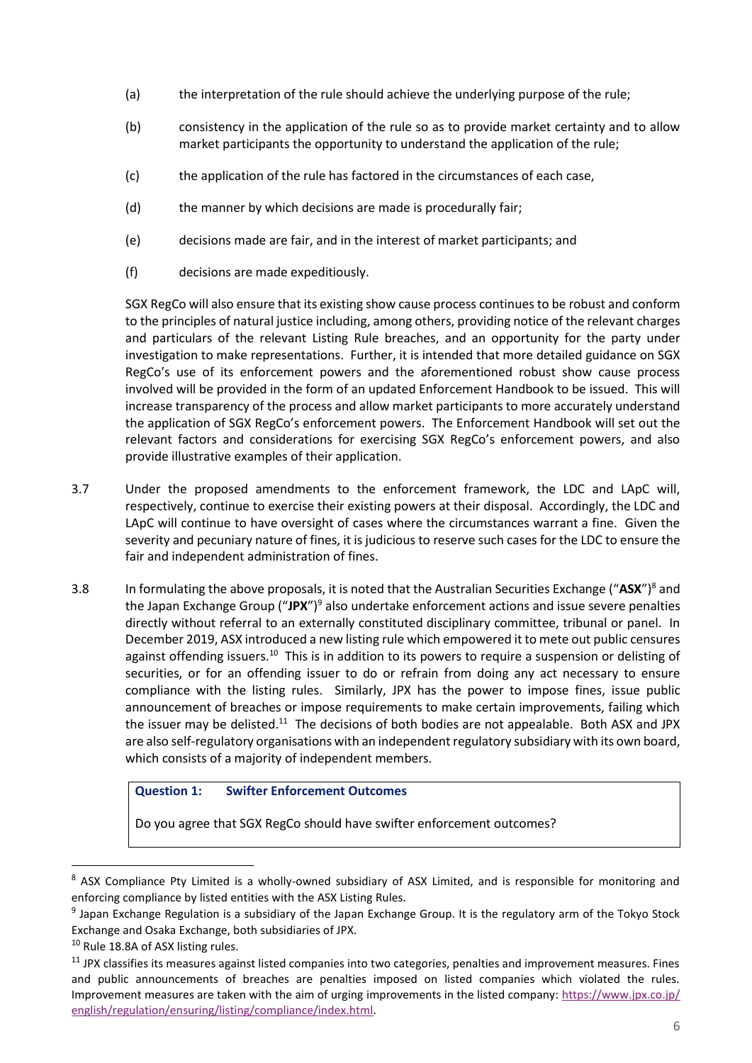(a) the interpretation of the rule should achieve the underlying purpose of the rule;

(b) consistency in the application of the rule so as to provide market certainty and to allow market participants the opportunity to understand the application of the rule;

(c) the application of the rule has factored in the circumstances of each case,

(d) the manner by which decisions are made is procedurally fair;

(e) decisions made are fair, and in the interest of market participants; and

(f) decisions are made expeditiously.

SGX RegCo will also ensure that its existing show cause process continues to be robust and conform to the principles of natural justice including, among others, providing notice of the relevant charges and particulars of the relevant Listing Rule breaches, and an opportunity for the party under investigation to make representations. Further, it is intended that more detailed guidance on SGX RegCo's use of its enforcement powers and the aforementioned robust show cause process involved will be provided in the form of an updated Enforcement Handbook to be issued. This will increase transparency of the process and allow market participants to more accurately understand the application of SGX RegCo's enforcement powers. The Enforcement Handbook will set out the relevant factors and considerations for exercising SGX RegCo's enforcement powers, and also provide illustrative examples of their application.

3.7 Under the proposed amendments to the enforcement framework, the LDC and LApC will, respectively, continue to exercise their existing powers at their disposal. Accordingly, the LDC and LApC will continue to have oversight of cases where the circumstances warrant a fine. Given the severity and pecuniary nature of fines, it is judicious to reserve such cases for the LDC to ensure the fair and independent administration of fines.

3.8 In formulating the above proposals, it is noted that the Australian Securities Exchange ("**ASX**")[8] and the Japan Exchange Group ("**JPX**")[9] also undertake enforcement actions and issue severe penalties directly without referral to an externally constituted disciplinary committee, tribunal or panel. In December 2019, ASX introduced a new listing rule which empowered it to mete out public censures against offending issuers.[10] This is in addition to its powers to require a suspension or delisting of securities, or for an offending issuer to do or refrain from doing any act necessary to ensure compliance with the listing rules. Similarly, JPX has the power to impose fines, issue public announcement of breaches or impose requirements to make certain improvements, failing which the issuer may be delisted.[11] The decisions of both bodies are not appealable. Both ASX and JPX are also self-regulatory organisations with an independent regulatory subsidiary with its own board, which consists of a majority of independent members.

> **Question 1: Swifter Enforcement Outcomes**
>
> Do you agree that SGX RegCo should have swifter enforcement outcomes?

---

[8] ASX Compliance Pty Limited is a wholly-owned subsidiary of ASX Limited, and is responsible for monitoring and enforcing compliance by listed entities with the ASX Listing Rules.

[9] Japan Exchange Regulation is a subsidiary of the Japan Exchange Group. It is the regulatory arm of the Tokyo Stock Exchange and Osaka Exchange, both subsidiaries of JPX.

[10] Rule 18.8A of ASX listing rules.

[11] JPX classifies its measures against listed companies into two categories, penalties and improvement measures. Fines and public announcements of breaches are penalties imposed on listed companies which violated the rules. Improvement measures are taken with the aim of urging improvements in the listed company: https://www.jpx.co.jp/english/regulation/ensuring/listing/compliance/index.html.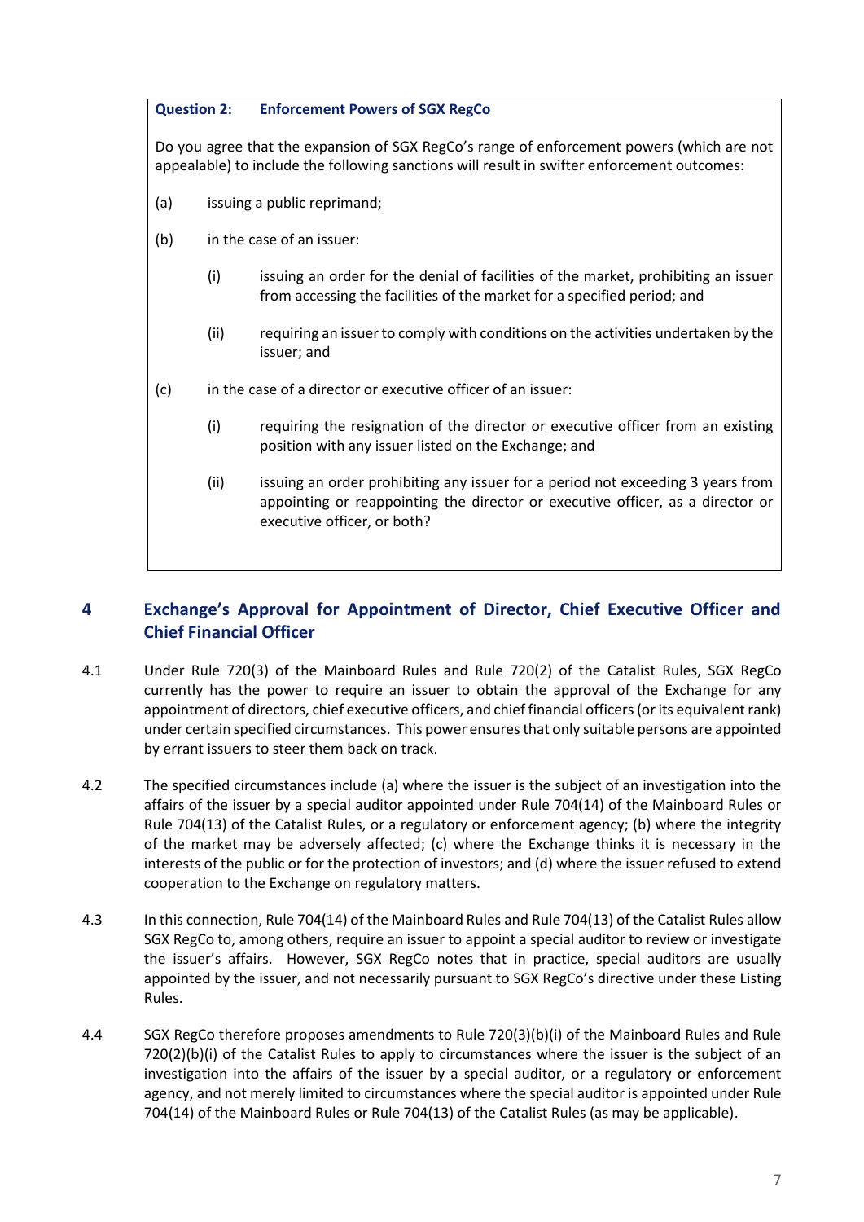**Question 2: Enforcement Powers of SGX RegCo**

Do you agree that the expansion of SGX RegCo's range of enforcement powers (which are not appealable) to include the following sanctions will result in swifter enforcement outcomes:

(a) issuing a public reprimand;

(b) in the case of an issuer:

  (i) issuing an order for the denial of facilities of the market, prohibiting an issuer from accessing the facilities of the market for a specified period; and

  (ii) requiring an issuer to comply with conditions on the activities undertaken by the issuer; and

(c) in the case of a director or executive officer of an issuer:

  (i) requiring the resignation of the director or executive officer from an existing position with any issuer listed on the Exchange; and

  (ii) issuing an order prohibiting any issuer for a period not exceeding 3 years from appointing or reappointing the director or executive officer, as a director or executive officer, or both?

## 4 Exchange's Approval for Appointment of Director, Chief Executive Officer and Chief Financial Officer

4.1 Under Rule 720(3) of the Mainboard Rules and Rule 720(2) of the Catalist Rules, SGX RegCo currently has the power to require an issuer to obtain the approval of the Exchange for any appointment of directors, chief executive officers, and chief financial officers (or its equivalent rank) under certain specified circumstances. This power ensures that only suitable persons are appointed by errant issuers to steer them back on track.

4.2 The specified circumstances include (a) where the issuer is the subject of an investigation into the affairs of the issuer by a special auditor appointed under Rule 704(14) of the Mainboard Rules or Rule 704(13) of the Catalist Rules, or a regulatory or enforcement agency; (b) where the integrity of the market may be adversely affected; (c) where the Exchange thinks it is necessary in the interests of the public or for the protection of investors; and (d) where the issuer refused to extend cooperation to the Exchange on regulatory matters.

4.3 In this connection, Rule 704(14) of the Mainboard Rules and Rule 704(13) of the Catalist Rules allow SGX RegCo to, among others, require an issuer to appoint a special auditor to review or investigate the issuer's affairs. However, SGX RegCo notes that in practice, special auditors are usually appointed by the issuer, and not necessarily pursuant to SGX RegCo's directive under these Listing Rules.

4.4 SGX RegCo therefore proposes amendments to Rule 720(3)(b)(i) of the Mainboard Rules and Rule 720(2)(b)(i) of the Catalist Rules to apply to circumstances where the issuer is the subject of an investigation into the affairs of the issuer by a special auditor, or a regulatory or enforcement agency, and not merely limited to circumstances where the special auditor is appointed under Rule 704(14) of the Mainboard Rules or Rule 704(13) of the Catalist Rules (as may be applicable).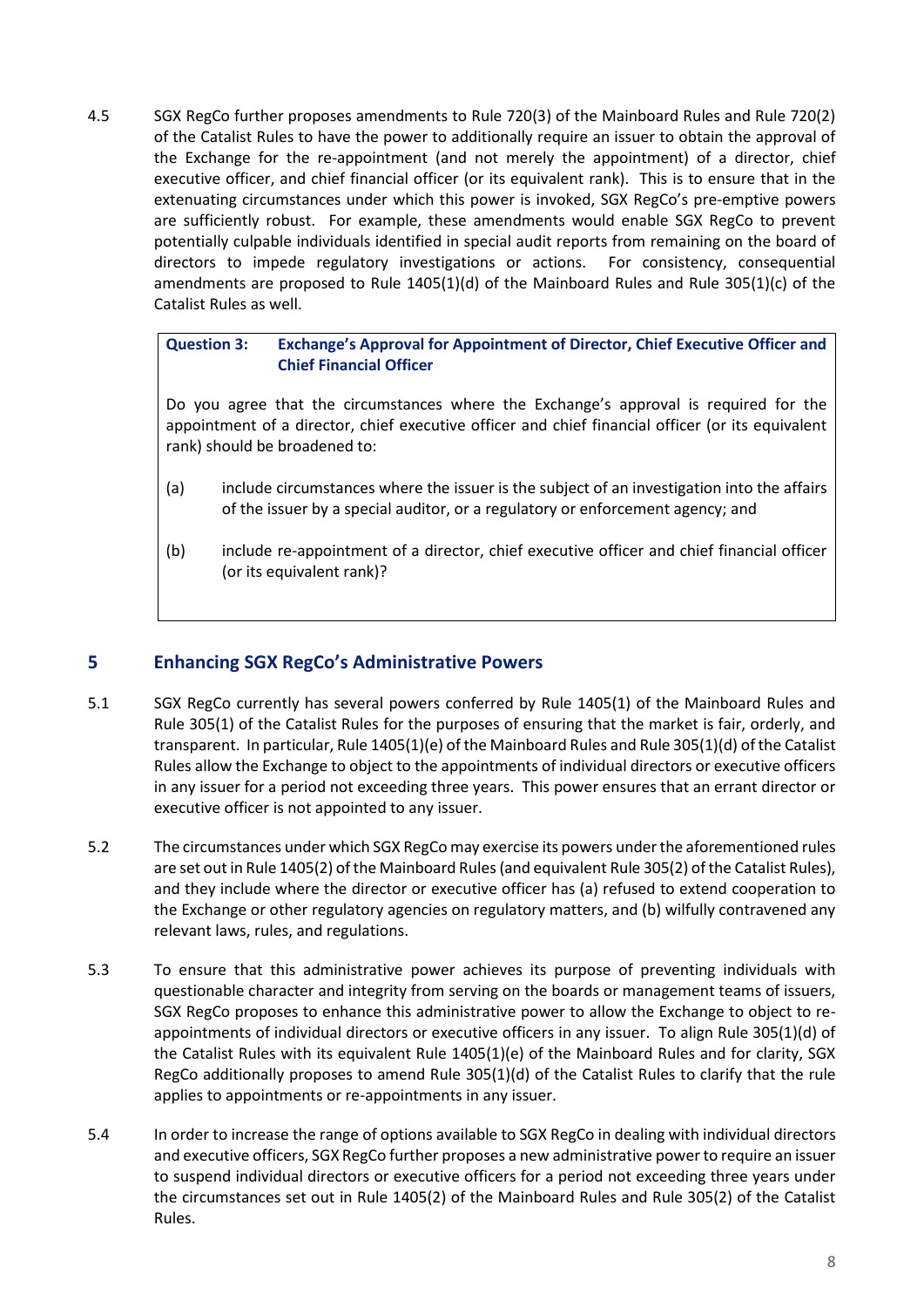4.5 SGX RegCo further proposes amendments to Rule 720(3) of the Mainboard Rules and Rule 720(2) of the Catalist Rules to have the power to additionally require an issuer to obtain the approval of the Exchange for the re-appointment (and not merely the appointment) of a director, chief executive officer, and chief financial officer (or its equivalent rank). This is to ensure that in the extenuating circumstances under which this power is invoked, SGX RegCo's pre-emptive powers are sufficiently robust. For example, these amendments would enable SGX RegCo to prevent potentially culpable individuals identified in special audit reports from remaining on the board of directors to impede regulatory investigations or actions. For consistency, consequential amendments are proposed to Rule 1405(1)(d) of the Mainboard Rules and Rule 305(1)(c) of the Catalist Rules as well.

> **Question 3: Exchange's Approval for Appointment of Director, Chief Executive Officer and Chief Financial Officer**
>
> Do you agree that the circumstances where the Exchange's approval is required for the appointment of a director, chief executive officer and chief financial officer (or its equivalent rank) should be broadened to:
>
> (a) include circumstances where the issuer is the subject of an investigation into the affairs of the issuer by a special auditor, or a regulatory or enforcement agency; and
>
> (b) include re-appointment of a director, chief executive officer and chief financial officer (or its equivalent rank)?

## 5 Enhancing SGX RegCo's Administrative Powers

5.1 SGX RegCo currently has several powers conferred by Rule 1405(1) of the Mainboard Rules and Rule 305(1) of the Catalist Rules for the purposes of ensuring that the market is fair, orderly, and transparent. In particular, Rule 1405(1)(e) of the Mainboard Rules and Rule 305(1)(d) of the Catalist Rules allow the Exchange to object to the appointments of individual directors or executive officers in any issuer for a period not exceeding three years. This power ensures that an errant director or executive officer is not appointed to any issuer.

5.2 The circumstances under which SGX RegCo may exercise its powers under the aforementioned rules are set out in Rule 1405(2) of the Mainboard Rules (and equivalent Rule 305(2) of the Catalist Rules), and they include where the director or executive officer has (a) refused to extend cooperation to the Exchange or other regulatory agencies on regulatory matters, and (b) wilfully contravened any relevant laws, rules, and regulations.

5.3 To ensure that this administrative power achieves its purpose of preventing individuals with questionable character and integrity from serving on the boards or management teams of issuers, SGX RegCo proposes to enhance this administrative power to allow the Exchange to object to re-appointments of individual directors or executive officers in any issuer. To align Rule 305(1)(d) of the Catalist Rules with its equivalent Rule 1405(1)(e) of the Mainboard Rules and for clarity, SGX RegCo additionally proposes to amend Rule 305(1)(d) of the Catalist Rules to clarify that the rule applies to appointments or re-appointments in any issuer.

5.4 In order to increase the range of options available to SGX RegCo in dealing with individual directors and executive officers, SGX RegCo further proposes a new administrative power to require an issuer to suspend individual directors or executive officers for a period not exceeding three years under the circumstances set out in Rule 1405(2) of the Mainboard Rules and Rule 305(2) of the Catalist Rules.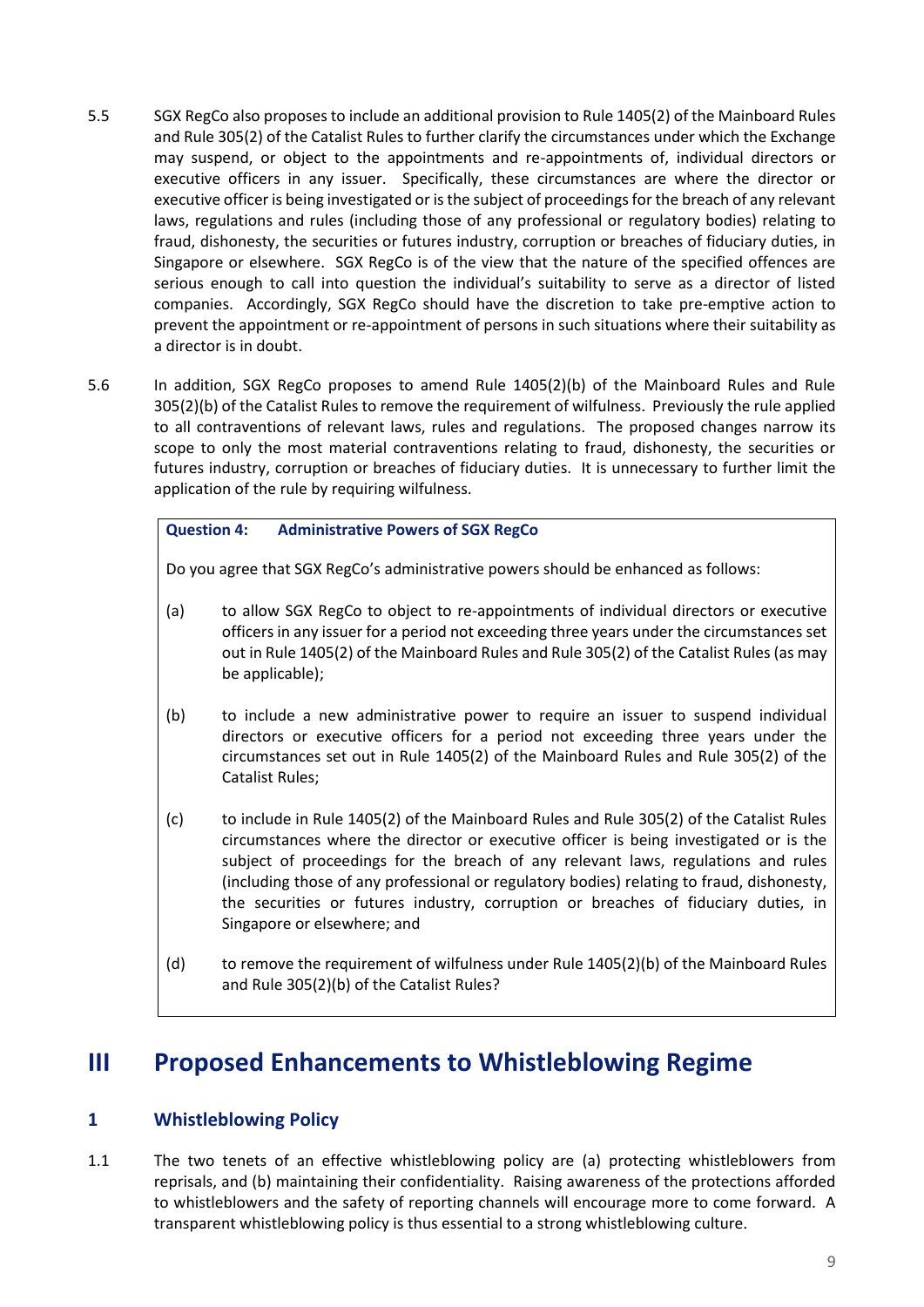5.5 SGX RegCo also proposes to include an additional provision to Rule 1405(2) of the Mainboard Rules and Rule 305(2) of the Catalist Rules to further clarify the circumstances under which the Exchange may suspend, or object to the appointments and re-appointments of, individual directors or executive officers in any issuer. Specifically, these circumstances are where the director or executive officer is being investigated or is the subject of proceedings for the breach of any relevant laws, regulations and rules (including those of any professional or regulatory bodies) relating to fraud, dishonesty, the securities or futures industry, corruption or breaches of fiduciary duties, in Singapore or elsewhere. SGX RegCo is of the view that the nature of the specified offences are serious enough to call into question the individual's suitability to serve as a director of listed companies. Accordingly, SGX RegCo should have the discretion to take pre-emptive action to prevent the appointment or re-appointment of persons in such situations where their suitability as a director is in doubt.

5.6 In addition, SGX RegCo proposes to amend Rule 1405(2)(b) of the Mainboard Rules and Rule 305(2)(b) of the Catalist Rules to remove the requirement of wilfulness. Previously the rule applied to all contraventions of relevant laws, rules and regulations. The proposed changes narrow its scope to only the most material contraventions relating to fraud, dishonesty, the securities or futures industry, corruption or breaches of fiduciary duties. It is unnecessary to further limit the application of the rule by requiring wilfulness.

> **Question 4: Administrative Powers of SGX RegCo**
>
> Do you agree that SGX RegCo's administrative powers should be enhanced as follows:
>
> (a) to allow SGX RegCo to object to re-appointments of individual directors or executive officers in any issuer for a period not exceeding three years under the circumstances set out in Rule 1405(2) of the Mainboard Rules and Rule 305(2) of the Catalist Rules (as may be applicable);
>
> (b) to include a new administrative power to require an issuer to suspend individual directors or executive officers for a period not exceeding three years under the circumstances set out in Rule 1405(2) of the Mainboard Rules and Rule 305(2) of the Catalist Rules;
>
> (c) to include in Rule 1405(2) of the Mainboard Rules and Rule 305(2) of the Catalist Rules circumstances where the director or executive officer is being investigated or is the subject of proceedings for the breach of any relevant laws, regulations and rules (including those of any professional or regulatory bodies) relating to fraud, dishonesty, the securities or futures industry, corruption or breaches of fiduciary duties, in Singapore or elsewhere; and
>
> (d) to remove the requirement of wilfulness under Rule 1405(2)(b) of the Mainboard Rules and Rule 305(2)(b) of the Catalist Rules?

# III Proposed Enhancements to Whistleblowing Regime

## 1 Whistleblowing Policy

1.1 The two tenets of an effective whistleblowing policy are (a) protecting whistleblowers from reprisals, and (b) maintaining their confidentiality. Raising awareness of the protections afforded to whistleblowers and the safety of reporting channels will encourage more to come forward. A transparent whistleblowing policy is thus essential to a strong whistleblowing culture.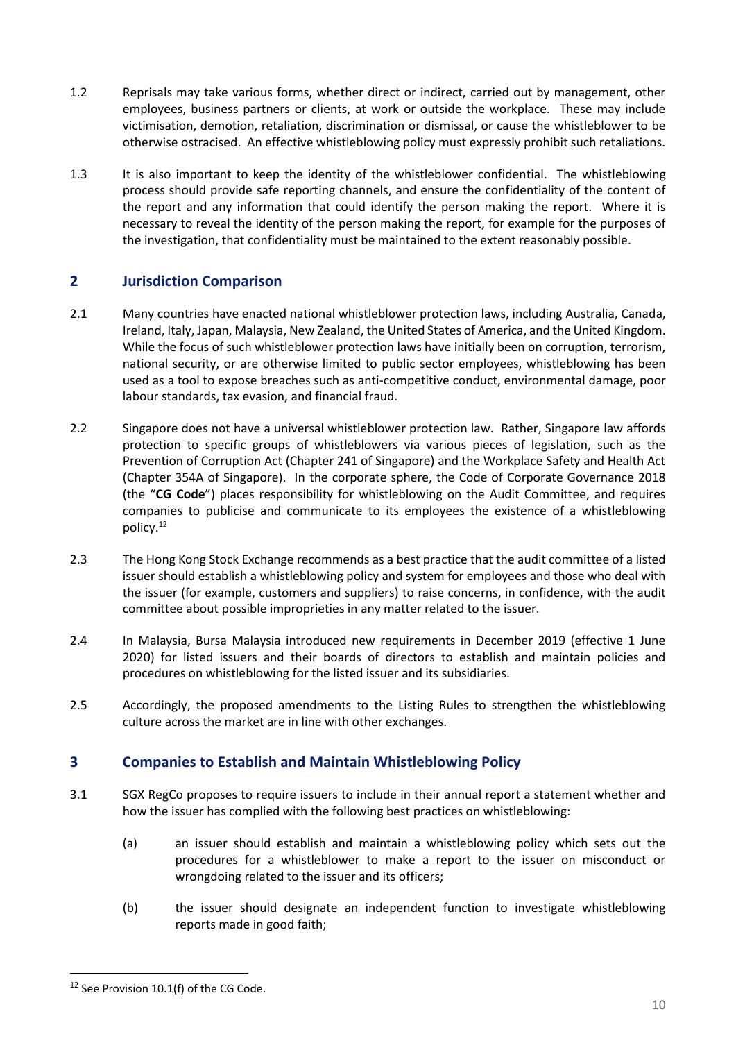1.2 Reprisals may take various forms, whether direct or indirect, carried out by management, other employees, business partners or clients, at work or outside the workplace. These may include victimisation, demotion, retaliation, discrimination or dismissal, or cause the whistleblower to be otherwise ostracised. An effective whistleblowing policy must expressly prohibit such retaliations.

1.3 It is also important to keep the identity of the whistleblower confidential. The whistleblowing process should provide safe reporting channels, and ensure the confidentiality of the content of the report and any information that could identify the person making the report. Where it is necessary to reveal the identity of the person making the report, for example for the purposes of the investigation, that confidentiality must be maintained to the extent reasonably possible.

## 2 Jurisdiction Comparison

2.1 Many countries have enacted national whistleblower protection laws, including Australia, Canada, Ireland, Italy, Japan, Malaysia, New Zealand, the United States of America, and the United Kingdom. While the focus of such whistleblower protection laws have initially been on corruption, terrorism, national security, or are otherwise limited to public sector employees, whistleblowing has been used as a tool to expose breaches such as anti-competitive conduct, environmental damage, poor labour standards, tax evasion, and financial fraud.

2.2 Singapore does not have a universal whistleblower protection law. Rather, Singapore law affords protection to specific groups of whistleblowers via various pieces of legislation, such as the Prevention of Corruption Act (Chapter 241 of Singapore) and the Workplace Safety and Health Act (Chapter 354A of Singapore). In the corporate sphere, the Code of Corporate Governance 2018 (the "**CG Code**") places responsibility for whistleblowing on the Audit Committee, and requires companies to publicise and communicate to its employees the existence of a whistleblowing policy.[12]

2.3 The Hong Kong Stock Exchange recommends as a best practice that the audit committee of a listed issuer should establish a whistleblowing policy and system for employees and those who deal with the issuer (for example, customers and suppliers) to raise concerns, in confidence, with the audit committee about possible improprieties in any matter related to the issuer.

2.4 In Malaysia, Bursa Malaysia introduced new requirements in December 2019 (effective 1 June 2020) for listed issuers and their boards of directors to establish and maintain policies and procedures on whistleblowing for the listed issuer and its subsidiaries.

2.5 Accordingly, the proposed amendments to the Listing Rules to strengthen the whistleblowing culture across the market are in line with other exchanges.

## 3 Companies to Establish and Maintain Whistleblowing Policy

3.1 SGX RegCo proposes to require issuers to include in their annual report a statement whether and how the issuer has complied with the following best practices on whistleblowing:

(a) an issuer should establish and maintain a whistleblowing policy which sets out the procedures for a whistleblower to make a report to the issuer on misconduct or wrongdoing related to the issuer and its officers;

(b) the issuer should designate an independent function to investigate whistleblowing reports made in good faith;

---

[12] See Provision 10.1(f) of the CG Code.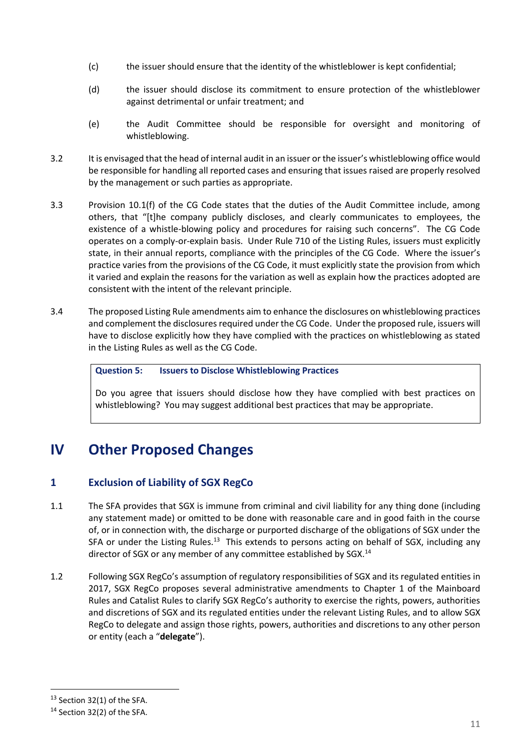(c) the issuer should ensure that the identity of the whistleblower is kept confidential;

(d) the issuer should disclose its commitment to ensure protection of the whistleblower against detrimental or unfair treatment; and

(e) the Audit Committee should be responsible for oversight and monitoring of whistleblowing.

3.2 It is envisaged that the head of internal audit in an issuer or the issuer's whistleblowing office would be responsible for handling all reported cases and ensuring that issues raised are properly resolved by the management or such parties as appropriate.

3.3 Provision 10.1(f) of the CG Code states that the duties of the Audit Committee include, among others, that "[t]he company publicly discloses, and clearly communicates to employees, the existence of a whistle-blowing policy and procedures for raising such concerns". The CG Code operates on a comply-or-explain basis. Under Rule 710 of the Listing Rules, issuers must explicitly state, in their annual reports, compliance with the principles of the CG Code. Where the issuer's practice varies from the provisions of the CG Code, it must explicitly state the provision from which it varied and explain the reasons for the variation as well as explain how the practices adopted are consistent with the intent of the relevant principle.

3.4 The proposed Listing Rule amendments aim to enhance the disclosures on whistleblowing practices and complement the disclosures required under the CG Code. Under the proposed rule, issuers will have to disclose explicitly how they have complied with the practices on whistleblowing as stated in the Listing Rules as well as the CG Code.

> **Question 5: Issuers to Disclose Whistleblowing Practices**
>
> Do you agree that issuers should disclose how they have complied with best practices on whistleblowing? You may suggest additional best practices that may be appropriate.

# IV Other Proposed Changes

## 1 Exclusion of Liability of SGX RegCo

1.1 The SFA provides that SGX is immune from criminal and civil liability for any thing done (including any statement made) or omitted to be done with reasonable care and in good faith in the course of, or in connection with, the discharge or purported discharge of the obligations of SGX under the SFA or under the Listing Rules.[13] This extends to persons acting on behalf of SGX, including any director of SGX or any member of any committee established by SGX.[14]

1.2 Following SGX RegCo's assumption of regulatory responsibilities of SGX and its regulated entities in 2017, SGX RegCo proposes several administrative amendments to Chapter 1 of the Mainboard Rules and Catalist Rules to clarify SGX RegCo's authority to exercise the rights, powers, authorities and discretions of SGX and its regulated entities under the relevant Listing Rules, and to allow SGX RegCo to delegate and assign those rights, powers, authorities and discretions to any other person or entity (each a "**delegate**").

[13] Section 32(1) of the SFA.

[14] Section 32(2) of the SFA.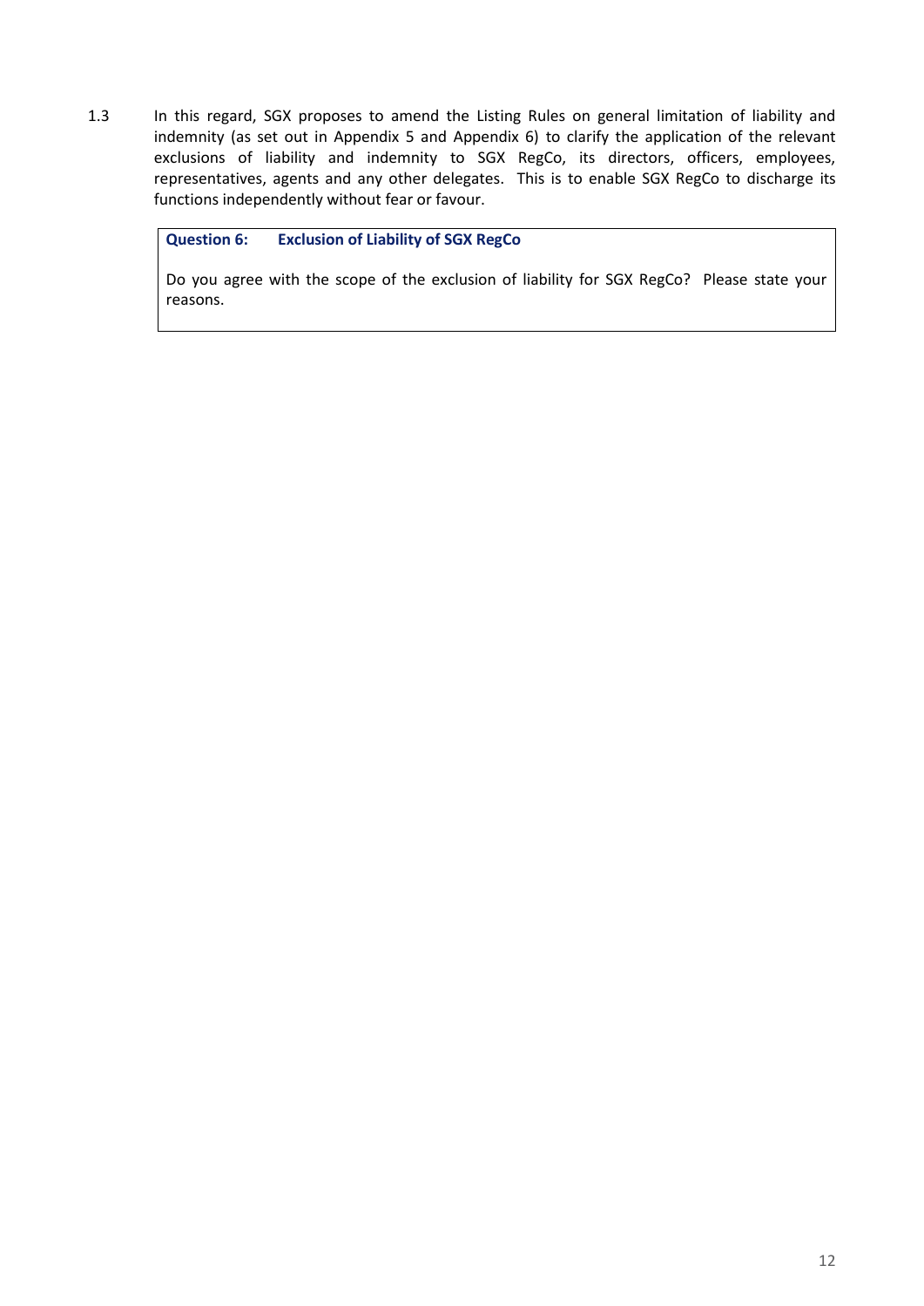1.3 In this regard, SGX proposes to amend the Listing Rules on general limitation of liability and indemnity (as set out in Appendix 5 and Appendix 6) to clarify the application of the relevant exclusions of liability and indemnity to SGX RegCo, its directors, officers, employees, representatives, agents and any other delegates. This is to enable SGX RegCo to discharge its functions independently without fear or favour.

> **Question 6: Exclusion of Liability of SGX RegCo**
>
> Do you agree with the scope of the exclusion of liability for SGX RegCo? Please state your reasons.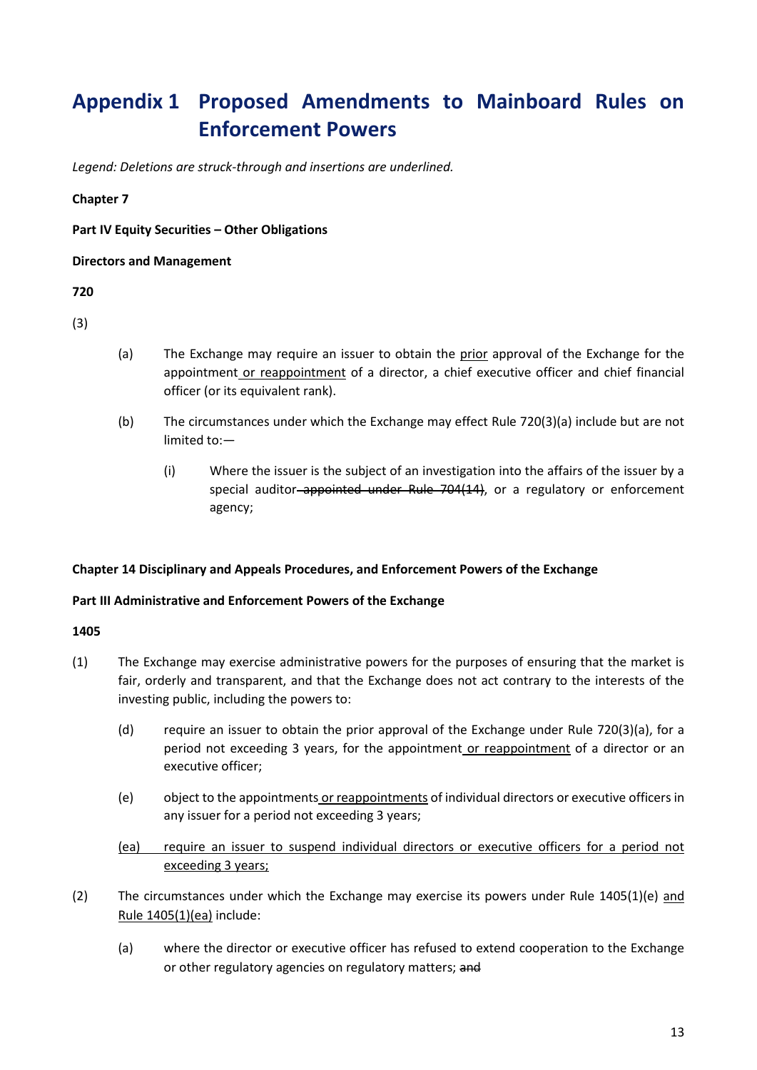# Appendix 1 Proposed Amendments to Mainboard Rules on Enforcement Powers

*Legend: Deletions are struck-through and insertions are underlined.*

**Chapter 7**

**Part IV Equity Securities – Other Obligations**

**Directors and Management**

**720**

(3)

(a) The Exchange may require an issuer to obtain the <u>prior</u> approval of the Exchange for the appointment<u> or reappointment</u> of a director, a chief executive officer and chief financial officer (or its equivalent rank).

(b) The circumstances under which the Exchange may effect Rule 720(3)(a) include but are not limited to:—

(i) Where the issuer is the subject of an investigation into the affairs of the issuer by a special auditor~~ appointed under Rule 704(14)~~, or a regulatory or enforcement agency;

**Chapter 14 Disciplinary and Appeals Procedures, and Enforcement Powers of the Exchange**

**Part III Administrative and Enforcement Powers of the Exchange**

**1405**

(1) The Exchange may exercise administrative powers for the purposes of ensuring that the market is fair, orderly and transparent, and that the Exchange does not act contrary to the interests of the investing public, including the powers to:

(d) require an issuer to obtain the prior approval of the Exchange under Rule 720(3)(a), for a period not exceeding 3 years, for the appointment<u> or reappointment</u> of a director or an executive officer;

(e) object to the appointments<u> or reappointments</u> of individual directors or executive officers in any issuer for a period not exceeding 3 years;

<u>(ea) require an issuer to suspend individual directors or executive officers for a period not exceeding 3 years;</u>

(2) The circumstances under which the Exchange may exercise its powers under Rule 1405(1)(e) <u>and Rule 1405(1)(ea)</u> include:

(a) where the director or executive officer has refused to extend cooperation to the Exchange or other regulatory agencies on regulatory matters; ~~and~~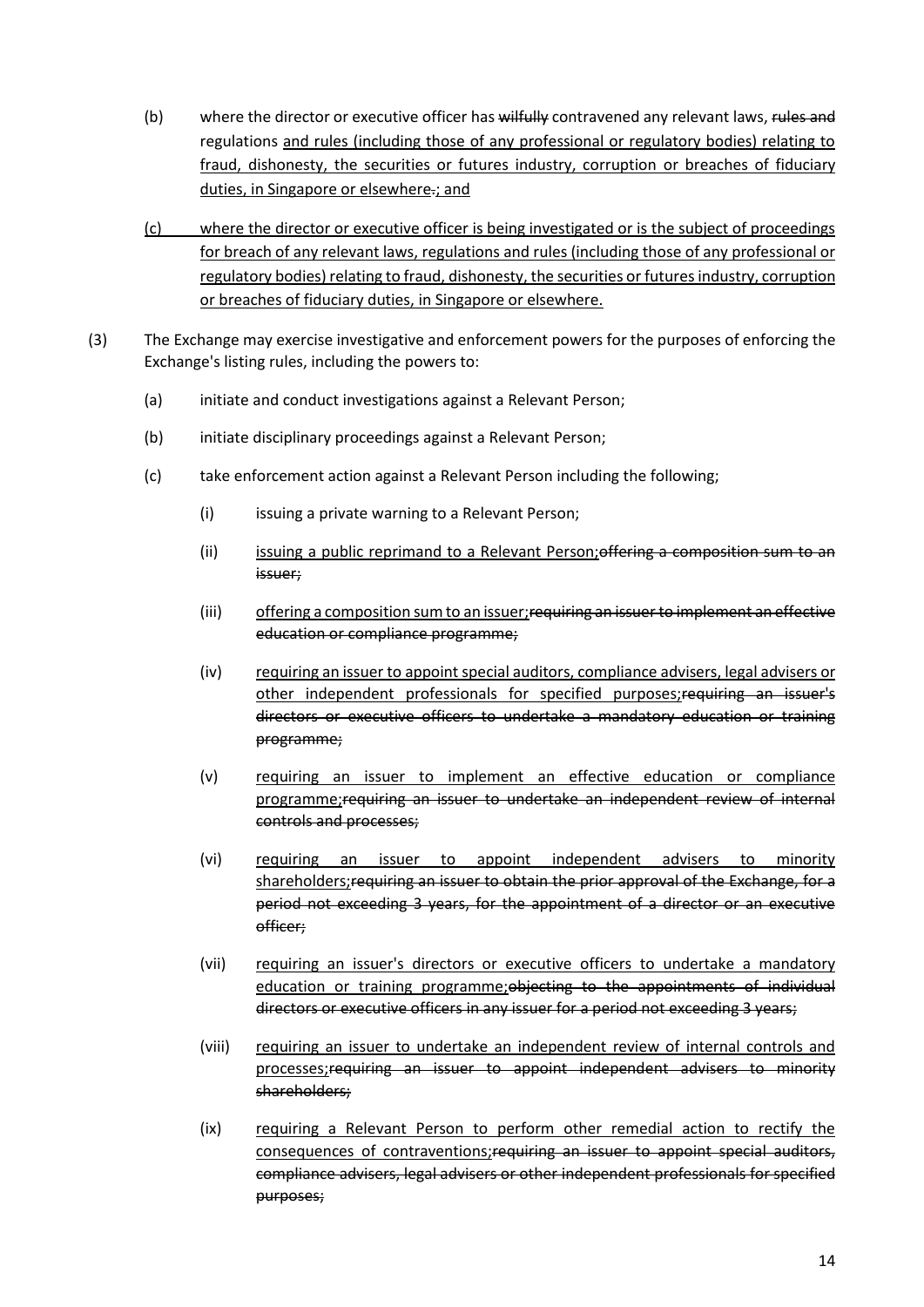(b) where the director or executive officer has ~~wilfully~~ contravened any relevant laws, ~~rules and~~ regulations <u>and rules (including those of any professional or regulatory bodies) relating to fraud, dishonesty, the securities or futures industry, corruption or breaches of fiduciary duties, in Singapore or elsewhere</u>~~.~~<u>; and</u>

<u>(c) where the director or executive officer is being investigated or is the subject of proceedings for breach of any relevant laws, regulations and rules (including those of any professional or regulatory bodies) relating to fraud, dishonesty, the securities or futures industry, corruption or breaches of fiduciary duties, in Singapore or elsewhere.</u>

(3) The Exchange may exercise investigative and enforcement powers for the purposes of enforcing the Exchange's listing rules, including the powers to:

(a) initiate and conduct investigations against a Relevant Person;

(b) initiate disciplinary proceedings against a Relevant Person;

(c) take enforcement action against a Relevant Person including the following;

(i) issuing a private warning to a Relevant Person;

(ii) <u>issuing a public reprimand to a Relevant Person;</u>~~offering a composition sum to an issuer;~~

(iii) <u>offering a composition sum to an issuer;</u>~~requiring an issuer to implement an effective education or compliance programme;~~

(iv) <u>requiring an issuer to appoint special auditors, compliance advisers, legal advisers or other independent professionals for specified purposes;</u>~~requiring an issuer's directors or executive officers to undertake a mandatory education or training programme;~~

(v) <u>requiring an issuer to implement an effective education or compliance programme;</u>~~requiring an issuer to undertake an independent review of internal controls and processes;~~

(vi) <u>requiring an issuer to appoint independent advisers to minority shareholders;</u>~~requiring an issuer to obtain the prior approval of the Exchange, for a period not exceeding 3 years, for the appointment of a director or an executive officer;~~

(vii) <u>requiring an issuer's directors or executive officers to undertake a mandatory education or training programme;</u>~~objecting to the appointments of individual directors or executive officers in any issuer for a period not exceeding 3 years;~~

(viii) <u>requiring an issuer to undertake an independent review of internal controls and processes;</u>~~requiring an issuer to appoint independent advisers to minority shareholders;~~

(ix) <u>requiring a Relevant Person to perform other remedial action to rectify the consequences of contraventions;</u>~~requiring an issuer to appoint special auditors, compliance advisers, legal advisers or other independent professionals for specified purposes;~~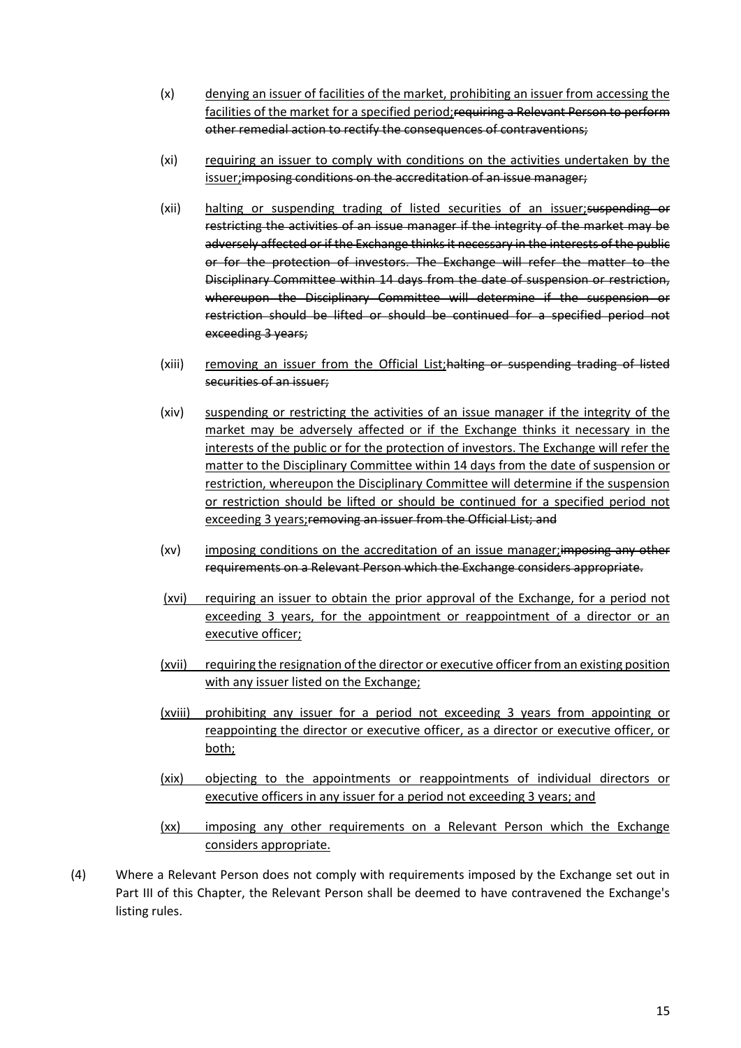(x) <u>denying an issuer of facilities of the market, prohibiting an issuer from accessing the facilities of the market for a specified period;</u>~~requiring a Relevant Person to perform other remedial action to rectify the consequences of contraventions;~~

(xi) <u>requiring an issuer to comply with conditions on the activities undertaken by the issuer;</u>~~imposing conditions on the accreditation of an issue manager;~~

(xii) <u>halting or suspending trading of listed securities of an issuer;</u>~~suspending or restricting the activities of an issue manager if the integrity of the market may be adversely affected or if the Exchange thinks it necessary in the interests of the public or for the protection of investors. The Exchange will refer the matter to the Disciplinary Committee within 14 days from the date of suspension or restriction, whereupon the Disciplinary Committee will determine if the suspension or restriction should be lifted or should be continued for a specified period not exceeding 3 years;~~

(xiii) <u>removing an issuer from the Official List;</u>~~halting or suspending trading of listed securities of an issuer;~~

(xiv) <u>suspending or restricting the activities of an issue manager if the integrity of the market may be adversely affected or if the Exchange thinks it necessary in the interests of the public or for the protection of investors. The Exchange will refer the matter to the Disciplinary Committee within 14 days from the date of suspension or restriction, whereupon the Disciplinary Committee will determine if the suspension or restriction should be lifted or should be continued for a specified period not exceeding 3 years;</u>~~removing an issuer from the Official List; and~~

(xv) <u>imposing conditions on the accreditation of an issue manager;</u>~~imposing any other requirements on a Relevant Person which the Exchange considers appropriate.~~

<u>(xvi) requiring an issuer to obtain the prior approval of the Exchange, for a period not exceeding 3 years, for the appointment or reappointment of a director or an executive officer;</u>

<u>(xvii) requiring the resignation of the director or executive officer from an existing position with any issuer listed on the Exchange;</u>

<u>(xviii) prohibiting any issuer for a period not exceeding 3 years from appointing or reappointing the director or executive officer, as a director or executive officer, or both;</u>

<u>(xix) objecting to the appointments or reappointments of individual directors or executive officers in any issuer for a period not exceeding 3 years; and</u>

<u>(xx) imposing any other requirements on a Relevant Person which the Exchange considers appropriate.</u>

(4) Where a Relevant Person does not comply with requirements imposed by the Exchange set out in Part III of this Chapter, the Relevant Person shall be deemed to have contravened the Exchange's listing rules.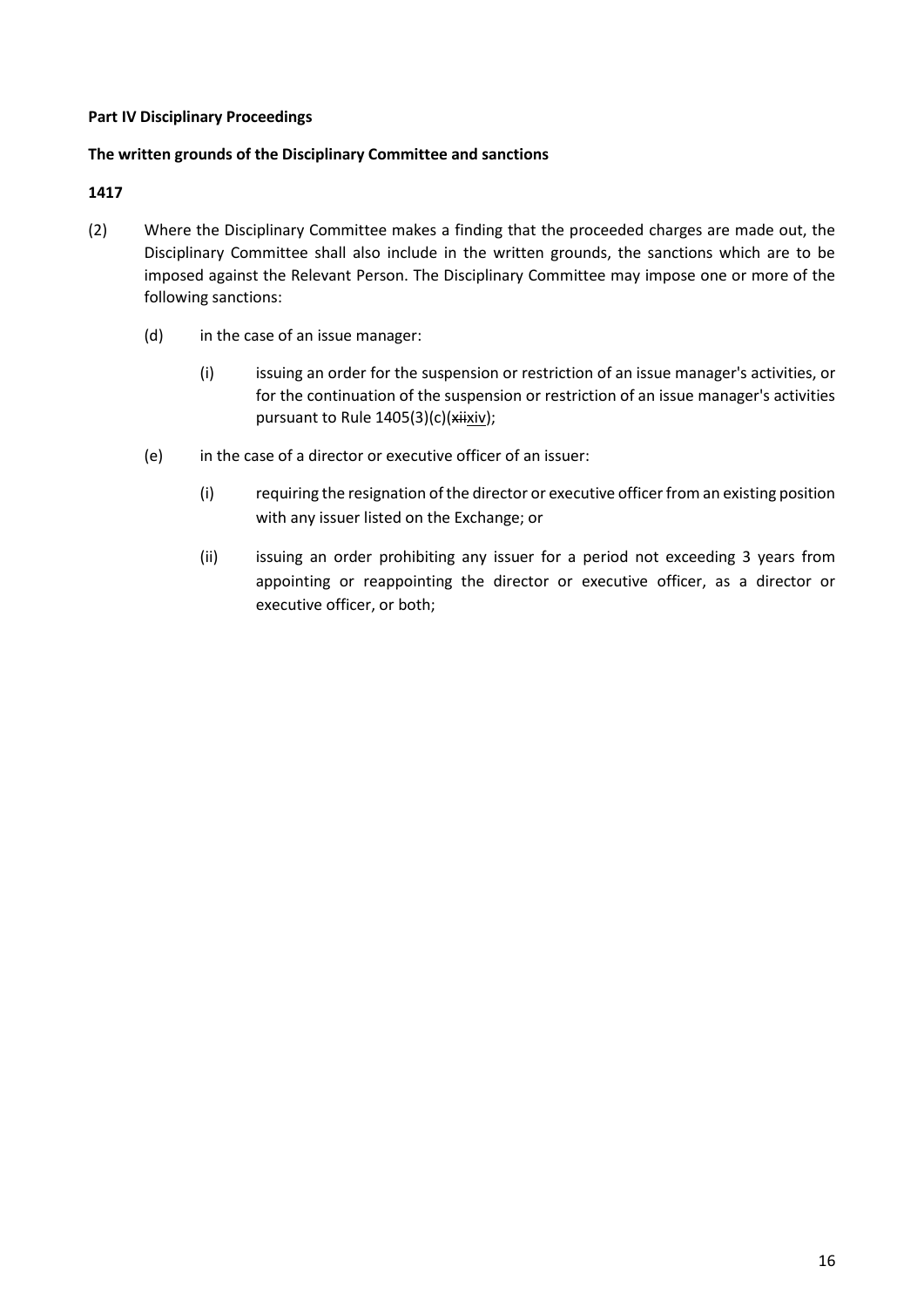**Part IV Disciplinary Proceedings**

**The written grounds of the Disciplinary Committee and sanctions**

**1417**

(2) Where the Disciplinary Committee makes a finding that the proceeded charges are made out, the Disciplinary Committee shall also include in the written grounds, the sanctions which are to be imposed against the Relevant Person. The Disciplinary Committee may impose one or more of the following sanctions:

   (d) in the case of an issue manager:

      (i) issuing an order for the suspension or restriction of an issue manager's activities, or for the continuation of the suspension or restriction of an issue manager's activities pursuant to Rule 1405(3)(c)(~~xii~~xiv);

   (e) in the case of a director or executive officer of an issuer:

      (i) requiring the resignation of the director or executive officer from an existing position with any issuer listed on the Exchange; or

      (ii) issuing an order prohibiting any issuer for a period not exceeding 3 years from appointing or reappointing the director or executive officer, as a director or executive officer, or both;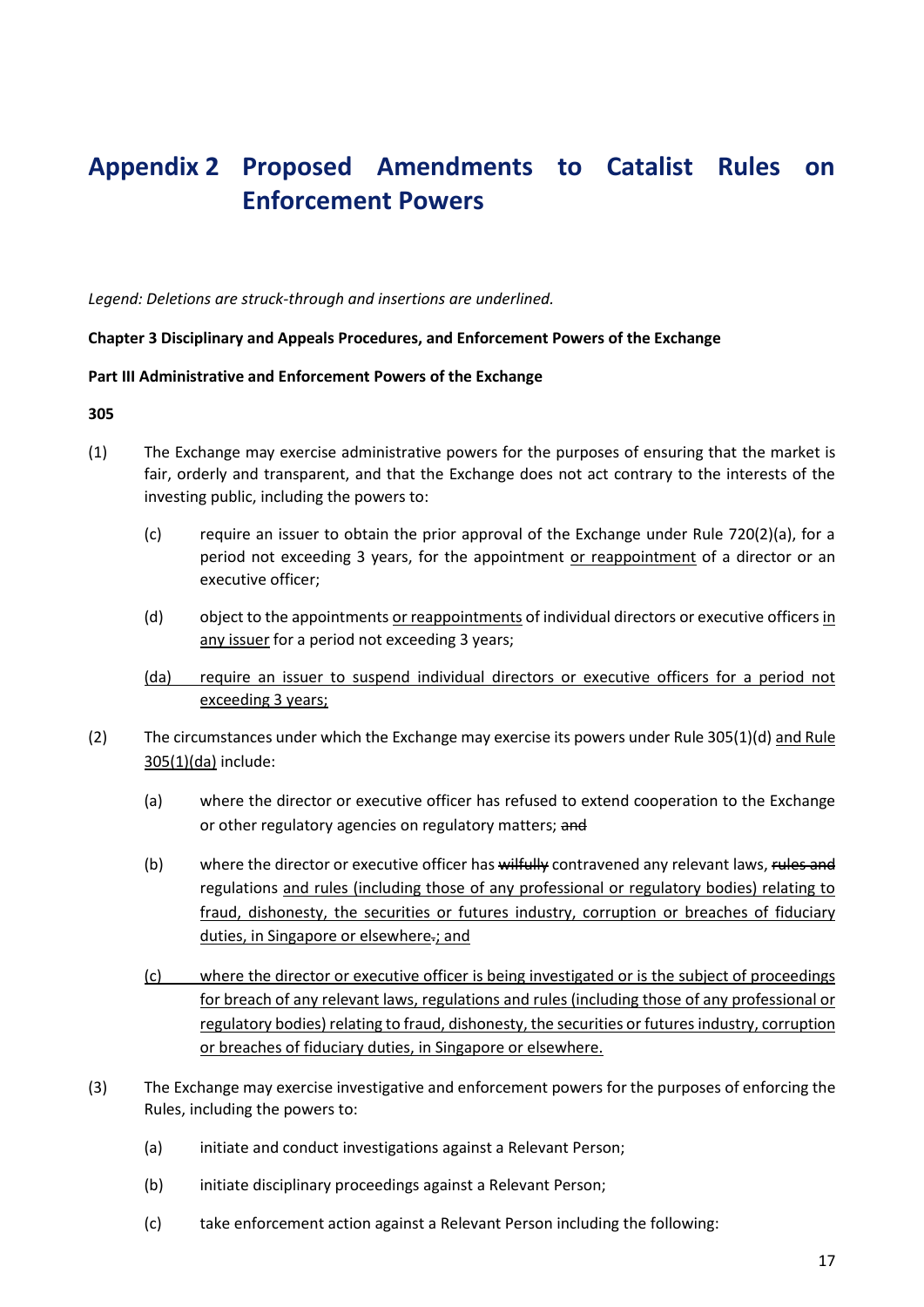# Appendix 2 Proposed Amendments to Catalist Rules on Enforcement Powers

*Legend: Deletions are struck-through and insertions are underlined.*

**Chapter 3 Disciplinary and Appeals Procedures, and Enforcement Powers of the Exchange**

**Part III Administrative and Enforcement Powers of the Exchange**

**305**

(1) The Exchange may exercise administrative powers for the purposes of ensuring that the market is fair, orderly and transparent, and that the Exchange does not act contrary to the interests of the investing public, including the powers to:

(c) require an issuer to obtain the prior approval of the Exchange under Rule 720(2)(a), for a period not exceeding 3 years, for the appointment <u>or reappointment</u> of a director or an executive officer;

(d) object to the appointments <u>or reappointments</u> of individual directors or executive officers <u>in any issuer</u> for a period not exceeding 3 years;

<u>(da) require an issuer to suspend individual directors or executive officers for a period not exceeding 3 years;</u>

(2) The circumstances under which the Exchange may exercise its powers under Rule 305(1)(d) <u>and Rule 305(1)(da)</u> include:

(a) where the director or executive officer has refused to extend cooperation to the Exchange or other regulatory agencies on regulatory matters; ~~and~~

(b) where the director or executive officer has ~~wilfully~~ contravened any relevant laws, ~~rules and~~ regulations <u>and rules (including those of any professional or regulatory bodies) relating to fraud, dishonesty, the securities or futures industry, corruption or breaches of fiduciary duties, in Singapore or elsewhere</u>~~.~~<u>; and</u>

<u>(c) where the director or executive officer is being investigated or is the subject of proceedings for breach of any relevant laws, regulations and rules (including those of any professional or regulatory bodies) relating to fraud, dishonesty, the securities or futures industry, corruption or breaches of fiduciary duties, in Singapore or elsewhere.</u>

(3) The Exchange may exercise investigative and enforcement powers for the purposes of enforcing the Rules, including the powers to:

(a) initiate and conduct investigations against a Relevant Person;

(b) initiate disciplinary proceedings against a Relevant Person;

(c) take enforcement action against a Relevant Person including the following: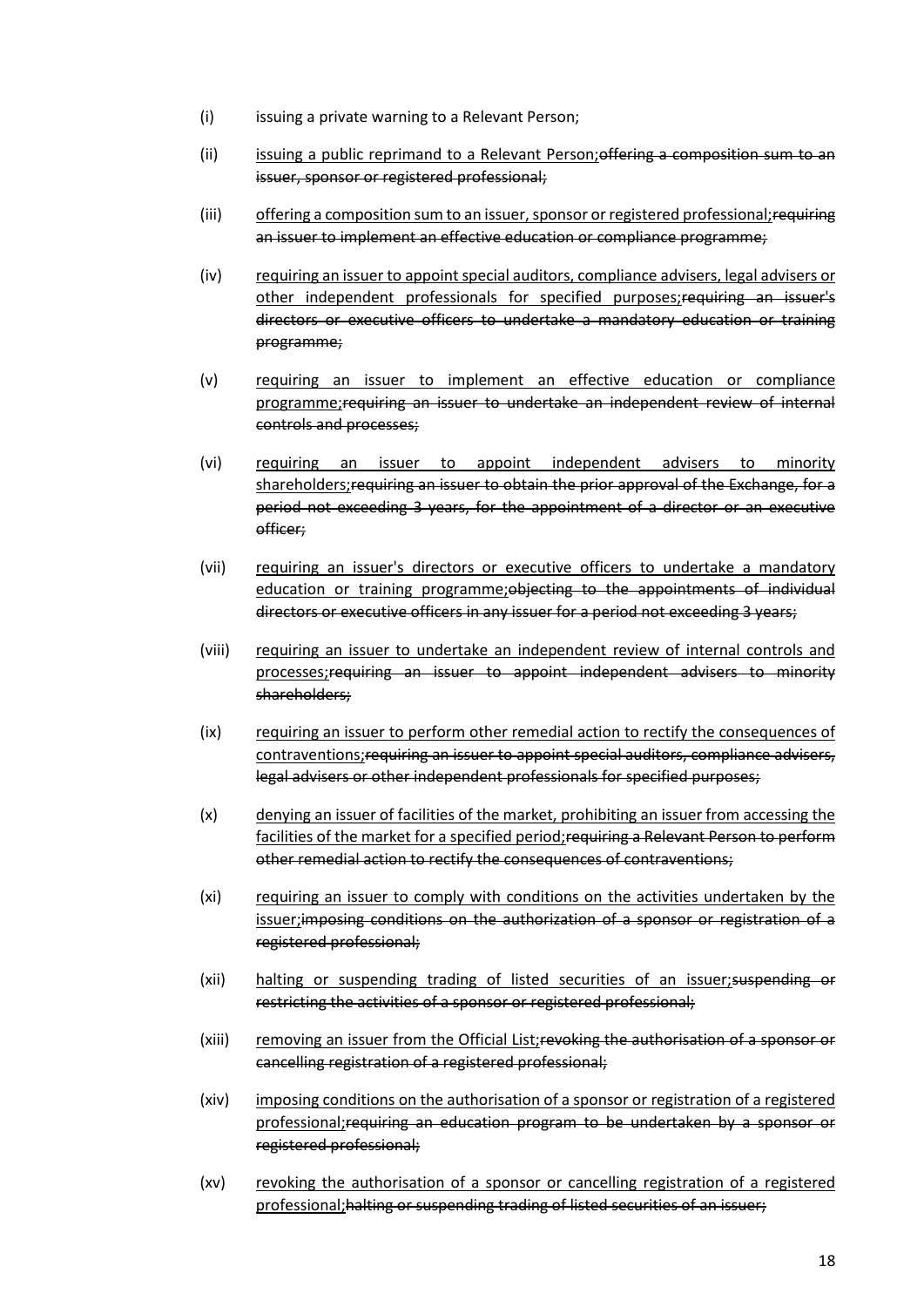(i) issuing a private warning to a Relevant Person;

(ii) <u>issuing a public reprimand to a Relevant Person;</u>~~offering a composition sum to an issuer, sponsor or registered professional;~~

(iii) <u>offering a composition sum to an issuer, sponsor or registered professional;</u>~~requiring an issuer to implement an effective education or compliance programme;~~

(iv) <u>requiring an issuer to appoint special auditors, compliance advisers, legal advisers or other independent professionals for specified purposes;</u>~~requiring an issuer's directors or executive officers to undertake a mandatory education or training programme;~~

(v) <u>requiring an issuer to implement an effective education or compliance programme;</u>~~requiring an issuer to undertake an independent review of internal controls and processes;~~

(vi) <u>requiring an issuer to appoint independent advisers to minority shareholders;</u>~~requiring an issuer to obtain the prior approval of the Exchange, for a period not exceeding 3 years, for the appointment of a director or an executive officer;~~

(vii) <u>requiring an issuer's directors or executive officers to undertake a mandatory education or training programme;</u>~~objecting to the appointments of individual directors or executive officers in any issuer for a period not exceeding 3 years;~~

(viii) <u>requiring an issuer to undertake an independent review of internal controls and processes;</u>~~requiring an issuer to appoint independent advisers to minority shareholders;~~

(ix) <u>requiring an issuer to perform other remedial action to rectify the consequences of contraventions;</u>~~requiring an issuer to appoint special auditors, compliance advisers, legal advisers or other independent professionals for specified purposes;~~

(x) <u>denying an issuer of facilities of the market, prohibiting an issuer from accessing the facilities of the market for a specified period;</u>~~requiring a Relevant Person to perform other remedial action to rectify the consequences of contraventions;~~

(xi) <u>requiring an issuer to comply with conditions on the activities undertaken by the issuer;</u>~~imposing conditions on the authorization of a sponsor or registration of a registered professional;~~

(xii) <u>halting or suspending trading of listed securities of an issuer;</u>~~suspending or restricting the activities of a sponsor or registered professional;~~

(xiii) <u>removing an issuer from the Official List;</u>~~revoking the authorisation of a sponsor or cancelling registration of a registered professional;~~

(xiv) <u>imposing conditions on the authorisation of a sponsor or registration of a registered professional;</u>~~requiring an education program to be undertaken by a sponsor or registered professional;~~

(xv) <u>revoking the authorisation of a sponsor or cancelling registration of a registered professional;</u>~~halting or suspending trading of listed securities of an issuer;~~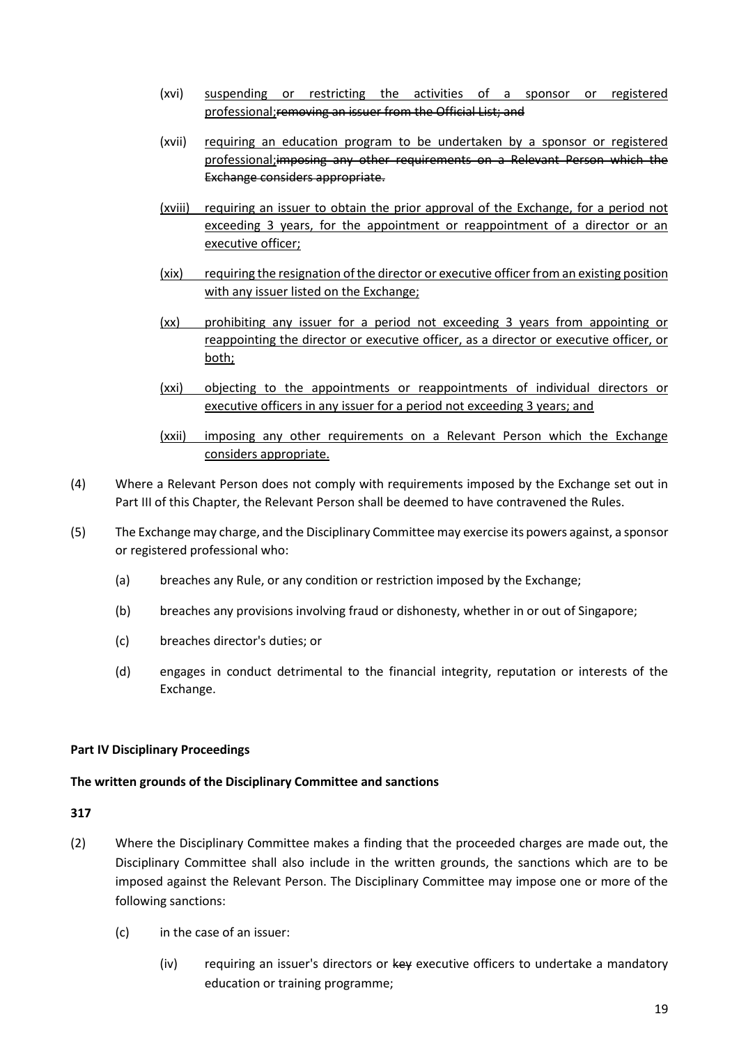(xvi) <u>suspending or restricting the activities of a sponsor or registered professional;</u>~~removing an issuer from the Official List; and~~

(xvii) <u>requiring an education program to be undertaken by a sponsor or registered professional;</u>~~imposing any other requirements on a Relevant Person which the Exchange considers appropriate.~~

<u>(xviii) requiring an issuer to obtain the prior approval of the Exchange, for a period not exceeding 3 years, for the appointment or reappointment of a director or an executive officer;</u>

<u>(xix) requiring the resignation of the director or executive officer from an existing position with any issuer listed on the Exchange;</u>

<u>(xx) prohibiting any issuer for a period not exceeding 3 years from appointing or reappointing the director or executive officer, as a director or executive officer, or both;</u>

<u>(xxi) objecting to the appointments or reappointments of individual directors or executive officers in any issuer for a period not exceeding 3 years; and</u>

<u>(xxii) imposing any other requirements on a Relevant Person which the Exchange considers appropriate.</u>

(4) Where a Relevant Person does not comply with requirements imposed by the Exchange set out in Part III of this Chapter, the Relevant Person shall be deemed to have contravened the Rules.

(5) The Exchange may charge, and the Disciplinary Committee may exercise its powers against, a sponsor or registered professional who:

(a) breaches any Rule, or any condition or restriction imposed by the Exchange;

(b) breaches any provisions involving fraud or dishonesty, whether in or out of Singapore;

(c) breaches director's duties; or

(d) engages in conduct detrimental to the financial integrity, reputation or interests of the Exchange.

**Part IV Disciplinary Proceedings**

**The written grounds of the Disciplinary Committee and sanctions**

**317**

(2) Where the Disciplinary Committee makes a finding that the proceeded charges are made out, the Disciplinary Committee shall also include in the written grounds, the sanctions which are to be imposed against the Relevant Person. The Disciplinary Committee may impose one or more of the following sanctions:

(c) in the case of an issuer:

(iv) requiring an issuer's directors or ~~key~~ executive officers to undertake a mandatory education or training programme;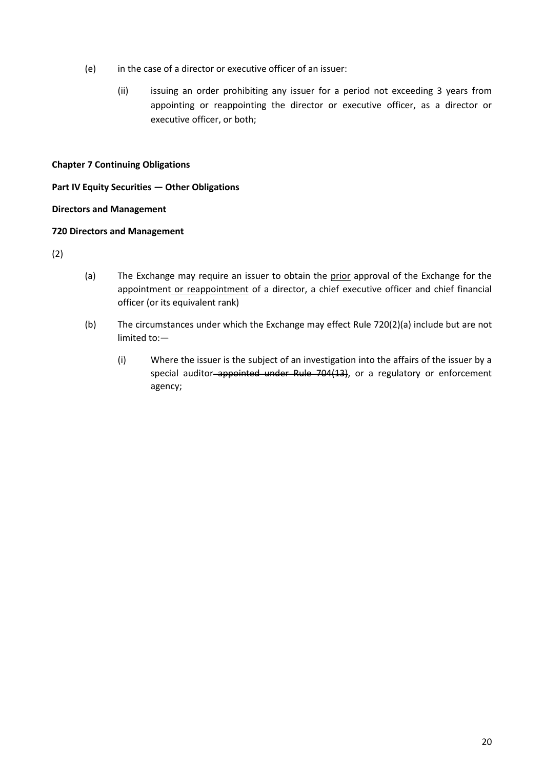(e) in the case of a director or executive officer of an issuer:

(ii) issuing an order prohibiting any issuer for a period not exceeding 3 years from appointing or reappointing the director or executive officer, as a director or executive officer, or both;

**Chapter 7 Continuing Obligations**

**Part IV Equity Securities — Other Obligations**

**Directors and Management**

**720 Directors and Management**

(2)

(a) The Exchange may require an issuer to obtain the <u>prior</u> approval of the Exchange for the appointment <u>or reappointment</u> of a director, a chief executive officer and chief financial officer (or its equivalent rank)

(b) The circumstances under which the Exchange may effect Rule 720(2)(a) include but are not limited to:—

(i) Where the issuer is the subject of an investigation into the affairs of the issuer by a special auditor ~~appointed under Rule 704(13)~~, or a regulatory or enforcement agency;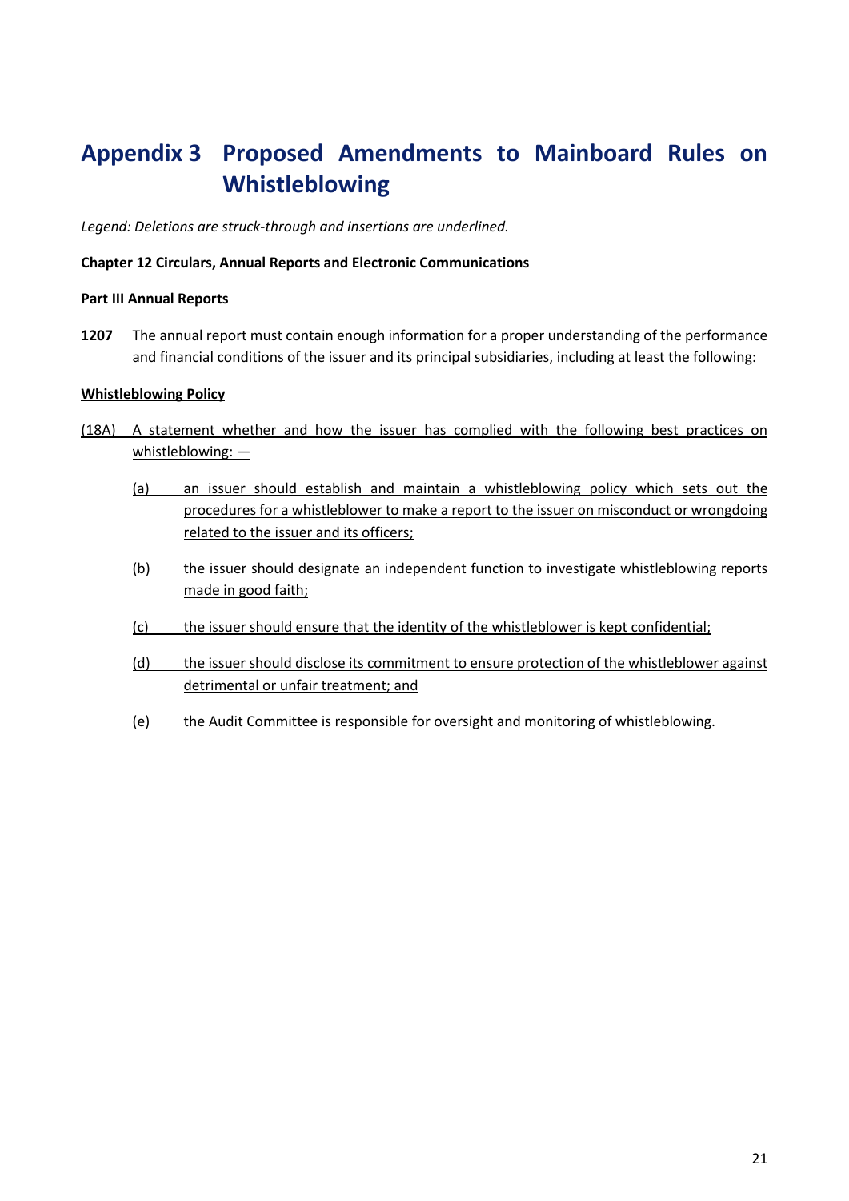# Appendix 3 Proposed Amendments to Mainboard Rules on Whistleblowing

*Legend: Deletions are struck-through and insertions are underlined.*

**Chapter 12 Circulars, Annual Reports and Electronic Communications**

**Part III Annual Reports**

**1207** The annual report must contain enough information for a proper understanding of the performance and financial conditions of the issuer and its principal subsidiaries, including at least the following:

<u>**Whistleblowing Policy**</u>

<u>(18A) A statement whether and how the issuer has complied with the following best practices on whistleblowing: —</u>

- <u>(a) an issuer should establish and maintain a whistleblowing policy which sets out the procedures for a whistleblower to make a report to the issuer on misconduct or wrongdoing related to the issuer and its officers;</u>
- <u>(b) the issuer should designate an independent function to investigate whistleblowing reports made in good faith;</u>
- <u>(c) the issuer should ensure that the identity of the whistleblower is kept confidential;</u>
- <u>(d) the issuer should disclose its commitment to ensure protection of the whistleblower against detrimental or unfair treatment; and</u>
- <u>(e) the Audit Committee is responsible for oversight and monitoring of whistleblowing.</u>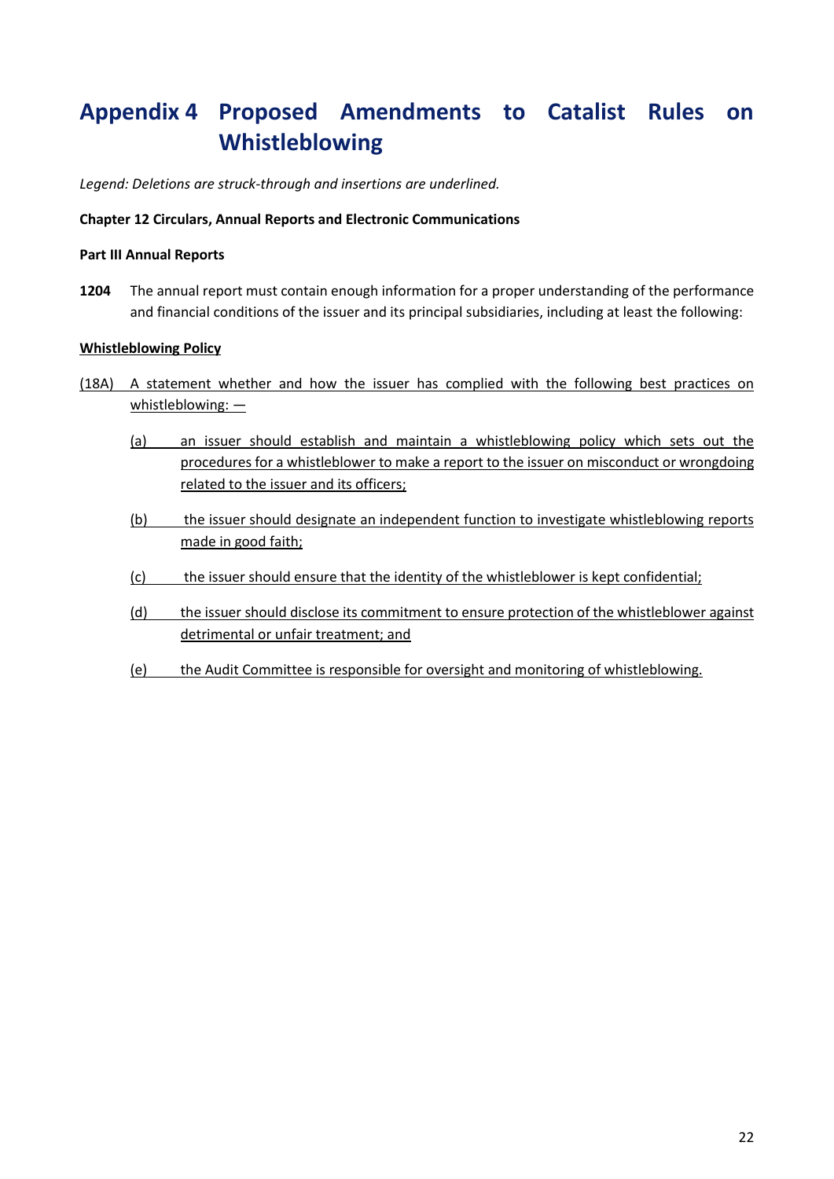# Appendix 4 Proposed Amendments to Catalist Rules on Whistleblowing

*Legend: Deletions are struck-through and insertions are underlined.*

**Chapter 12 Circulars, Annual Reports and Electronic Communications**

**Part III Annual Reports**

**1204** The annual report must contain enough information for a proper understanding of the performance and financial conditions of the issuer and its principal subsidiaries, including at least the following:

<u>**Whistleblowing Policy**</u>

<u>(18A) A statement whether and how the issuer has complied with the following best practices on whistleblowing: —</u>

- <u>(a) an issuer should establish and maintain a whistleblowing policy which sets out the procedures for a whistleblower to make a report to the issuer on misconduct or wrongdoing related to the issuer and its officers;</u>
- <u>(b) the issuer should designate an independent function to investigate whistleblowing reports made in good faith;</u>
- <u>(c) the issuer should ensure that the identity of the whistleblower is kept confidential;</u>
- <u>(d) the issuer should disclose its commitment to ensure protection of the whistleblower against detrimental or unfair treatment; and</u>
- <u>(e) the Audit Committee is responsible for oversight and monitoring of whistleblowing.</u>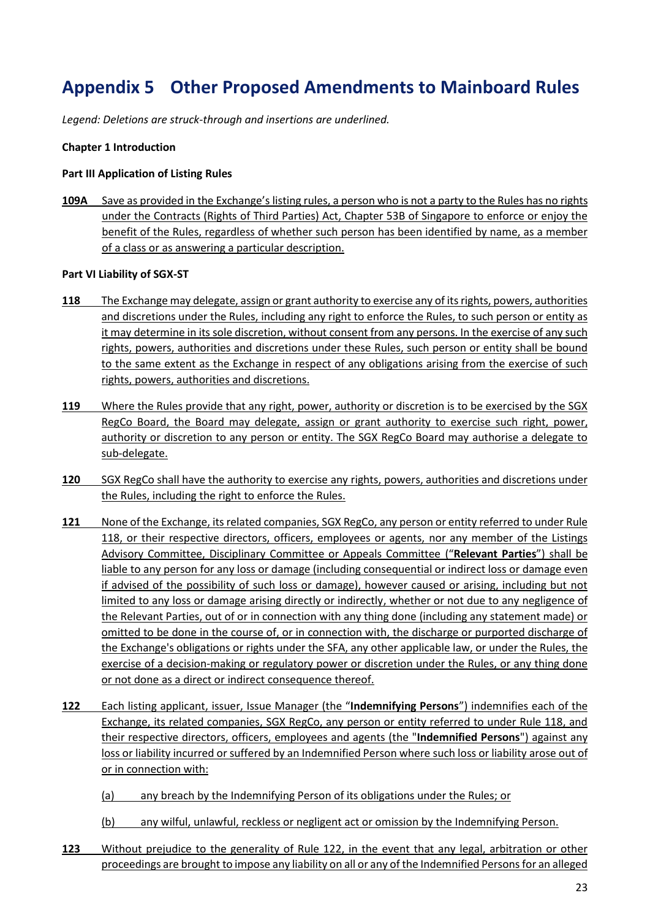# Appendix 5 Other Proposed Amendments to Mainboard Rules

*Legend: Deletions are struck-through and insertions are underlined.*

**Chapter 1 Introduction**

**Part III Application of Listing Rules**

**109A** Save as provided in the Exchange's listing rules, a person who is not a party to the Rules has no rights under the Contracts (Rights of Third Parties) Act, Chapter 53B of Singapore to enforce or enjoy the benefit of the Rules, regardless of whether such person has been identified by name, as a member of a class or as answering a particular description.

**Part VI Liability of SGX-ST**

**118** The Exchange may delegate, assign or grant authority to exercise any of its rights, powers, authorities and discretions under the Rules, including any right to enforce the Rules, to such person or entity as it may determine in its sole discretion, without consent from any persons. In the exercise of any such rights, powers, authorities and discretions under these Rules, such person or entity shall be bound to the same extent as the Exchange in respect of any obligations arising from the exercise of such rights, powers, authorities and discretions.

**119** Where the Rules provide that any right, power, authority or discretion is to be exercised by the SGX RegCo Board, the Board may delegate, assign or grant authority to exercise such right, power, authority or discretion to any person or entity. The SGX RegCo Board may authorise a delegate to sub-delegate.

**120** SGX RegCo shall have the authority to exercise any rights, powers, authorities and discretions under the Rules, including the right to enforce the Rules.

**121** None of the Exchange, its related companies, SGX RegCo, any person or entity referred to under Rule 118, or their respective directors, officers, employees or agents, nor any member of the Listings Advisory Committee, Disciplinary Committee or Appeals Committee ("**Relevant Parties**") shall be liable to any person for any loss or damage (including consequential or indirect loss or damage even if advised of the possibility of such loss or damage), however caused or arising, including but not limited to any loss or damage arising directly or indirectly, whether or not due to any negligence of the Relevant Parties, out of or in connection with any thing done (including any statement made) or omitted to be done in the course of, or in connection with, the discharge or purported discharge of the Exchange's obligations or rights under the SFA, any other applicable law, or under the Rules, the exercise of a decision-making or regulatory power or discretion under the Rules, or any thing done or not done as a direct or indirect consequence thereof.

**122** Each listing applicant, issuer, Issue Manager (the "**Indemnifying Persons**") indemnifies each of the Exchange, its related companies, SGX RegCo, any person or entity referred to under Rule 118, and their respective directors, officers, employees and agents (the "**Indemnified Persons**") against any loss or liability incurred or suffered by an Indemnified Person where such loss or liability arose out of or in connection with:

(a) any breach by the Indemnifying Person of its obligations under the Rules; or

(b) any wilful, unlawful, reckless or negligent act or omission by the Indemnifying Person.

**123** Without prejudice to the generality of Rule 122, in the event that any legal, arbitration or other proceedings are brought to impose any liability on all or any of the Indemnified Persons for an alleged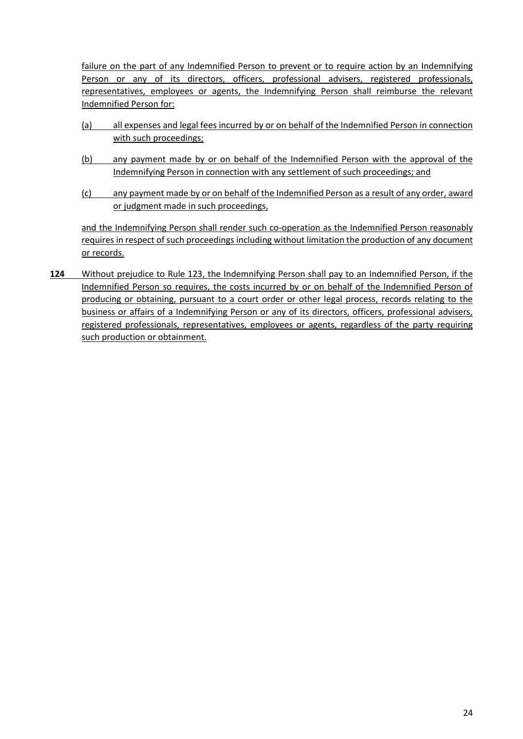failure on the part of any Indemnified Person to prevent or to require action by an Indemnifying Person or any of its directors, officers, professional advisers, registered professionals, representatives, employees or agents, the Indemnifying Person shall reimburse the relevant Indemnified Person for:

(a) all expenses and legal fees incurred by or on behalf of the Indemnified Person in connection with such proceedings;

(b) any payment made by or on behalf of the Indemnified Person with the approval of the Indemnifying Person in connection with any settlement of such proceedings; and

(c) any payment made by or on behalf of the Indemnified Person as a result of any order, award or judgment made in such proceedings,

and the Indemnifying Person shall render such co-operation as the Indemnified Person reasonably requires in respect of such proceedings including without limitation the production of any document or records.

**124** Without prejudice to Rule 123, the Indemnifying Person shall pay to an Indemnified Person, if the Indemnified Person so requires, the costs incurred by or on behalf of the Indemnified Person of producing or obtaining, pursuant to a court order or other legal process, records relating to the business or affairs of a Indemnifying Person or any of its directors, officers, professional advisers, registered professionals, representatives, employees or agents, regardless of the party requiring such production or obtainment.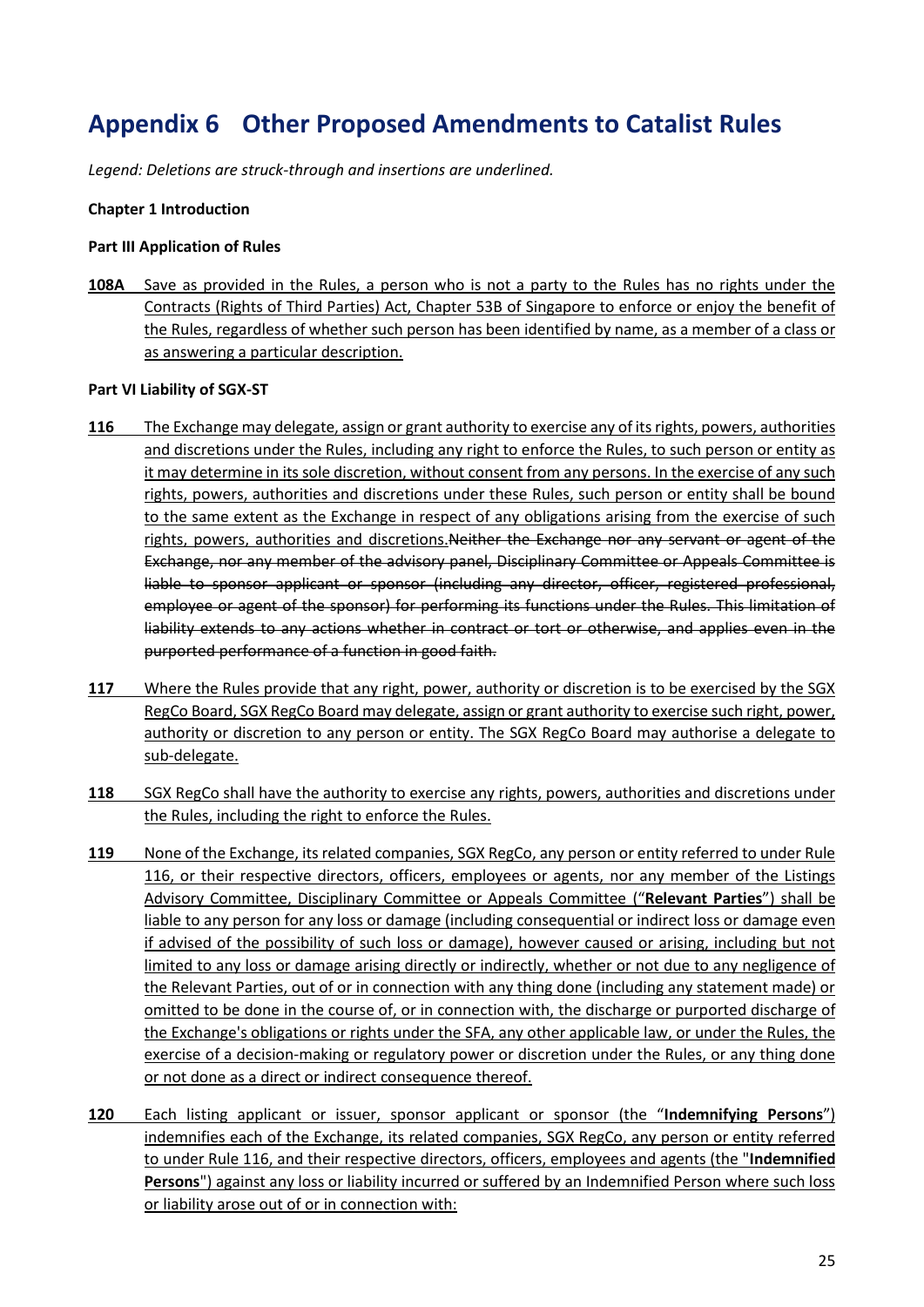# Appendix 6 Other Proposed Amendments to Catalist Rules

*Legend: Deletions are struck-through and insertions are underlined.*

**Chapter 1 Introduction**

**Part III Application of Rules**

**<u>108A</u>** <u>Save as provided in the Rules, a person who is not a party to the Rules has no rights under the Contracts (Rights of Third Parties) Act, Chapter 53B of Singapore to enforce or enjoy the benefit of the Rules, regardless of whether such person has been identified by name, as a member of a class or as answering a particular description.</u>

**Part VI Liability of SGX-ST**

**<u>116</u>** <u>The Exchange may delegate, assign or grant authority to exercise any of its rights, powers, authorities and discretions under the Rules, including any right to enforce the Rules, to such person or entity as it may determine in its sole discretion, without consent from any persons. In the exercise of any such rights, powers, authorities and discretions under these Rules, such person or entity shall be bound to the same extent as the Exchange in respect of any obligations arising from the exercise of such rights, powers, authorities and discretions.</u>~~Neither the Exchange nor any servant or agent of the Exchange, nor any member of the advisory panel, Disciplinary Committee or Appeals Committee is liable to sponsor applicant or sponsor (including any director, officer, registered professional, employee or agent of the sponsor) for performing its functions under the Rules. This limitation of liability extends to any actions whether in contract or tort or otherwise, and applies even in the purported performance of a function in good faith.~~

**<u>117</u>** <u>Where the Rules provide that any right, power, authority or discretion is to be exercised by the SGX RegCo Board, SGX RegCo Board may delegate, assign or grant authority to exercise such right, power, authority or discretion to any person or entity. The SGX RegCo Board may authorise a delegate to sub-delegate.</u>

**<u>118</u>** <u>SGX RegCo shall have the authority to exercise any rights, powers, authorities and discretions under the Rules, including the right to enforce the Rules.</u>

**<u>119</u>** <u>None of the Exchange, its related companies, SGX RegCo, any person or entity referred to under Rule 116, or their respective directors, officers, employees or agents, nor any member of the Listings Advisory Committee, Disciplinary Committee or Appeals Committee ("**Relevant Parties**") shall be liable to any person for any loss or damage (including consequential or indirect loss or damage even if advised of the possibility of such loss or damage), however caused or arising, including but not limited to any loss or damage arising directly or indirectly, whether or not due to any negligence of the Relevant Parties, out of or in connection with any thing done (including any statement made) or omitted to be done in the course of, or in connection with, the discharge or purported discharge of the Exchange's obligations or rights under the SFA, any other applicable law, or under the Rules, the exercise of a decision-making or regulatory power or discretion under the Rules, or any thing done or not done as a direct or indirect consequence thereof.</u>

**<u>120</u>** <u>Each listing applicant or issuer, sponsor applicant or sponsor (the "**Indemnifying Persons**") indemnifies each of the Exchange, its related companies, SGX RegCo, any person or entity referred to under Rule 116, and their respective directors, officers, employees and agents (the "**Indemnified Persons**") against any loss or liability incurred or suffered by an Indemnified Person where such loss or liability arose out of or in connection with:</u>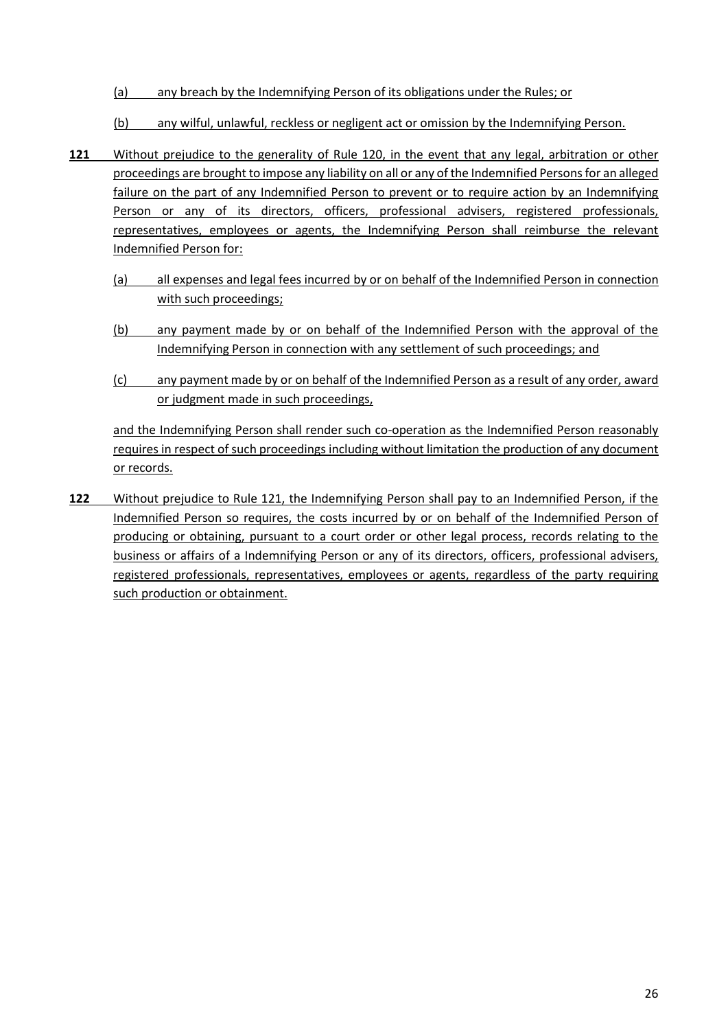(a) any breach by the Indemnifying Person of its obligations under the Rules; or

(b) any wilful, unlawful, reckless or negligent act or omission by the Indemnifying Person.

**121** Without prejudice to the generality of Rule 120, in the event that any legal, arbitration or other proceedings are brought to impose any liability on all or any of the Indemnified Persons for an alleged failure on the part of any Indemnified Person to prevent or to require action by an Indemnifying Person or any of its directors, officers, professional advisers, registered professionals, representatives, employees or agents, the Indemnifying Person shall reimburse the relevant Indemnified Person for:

(a) all expenses and legal fees incurred by or on behalf of the Indemnified Person in connection with such proceedings;

(b) any payment made by or on behalf of the Indemnified Person with the approval of the Indemnifying Person in connection with any settlement of such proceedings; and

(c) any payment made by or on behalf of the Indemnified Person as a result of any order, award or judgment made in such proceedings,

and the Indemnifying Person shall render such co-operation as the Indemnified Person reasonably requires in respect of such proceedings including without limitation the production of any document or records.

**122** Without prejudice to Rule 121, the Indemnifying Person shall pay to an Indemnified Person, if the Indemnified Person so requires, the costs incurred by or on behalf of the Indemnified Person of producing or obtaining, pursuant to a court order or other legal process, records relating to the business or affairs of a Indemnifying Person or any of its directors, officers, professional advisers, registered professionals, representatives, employees or agents, regardless of the party requiring such production or obtainment.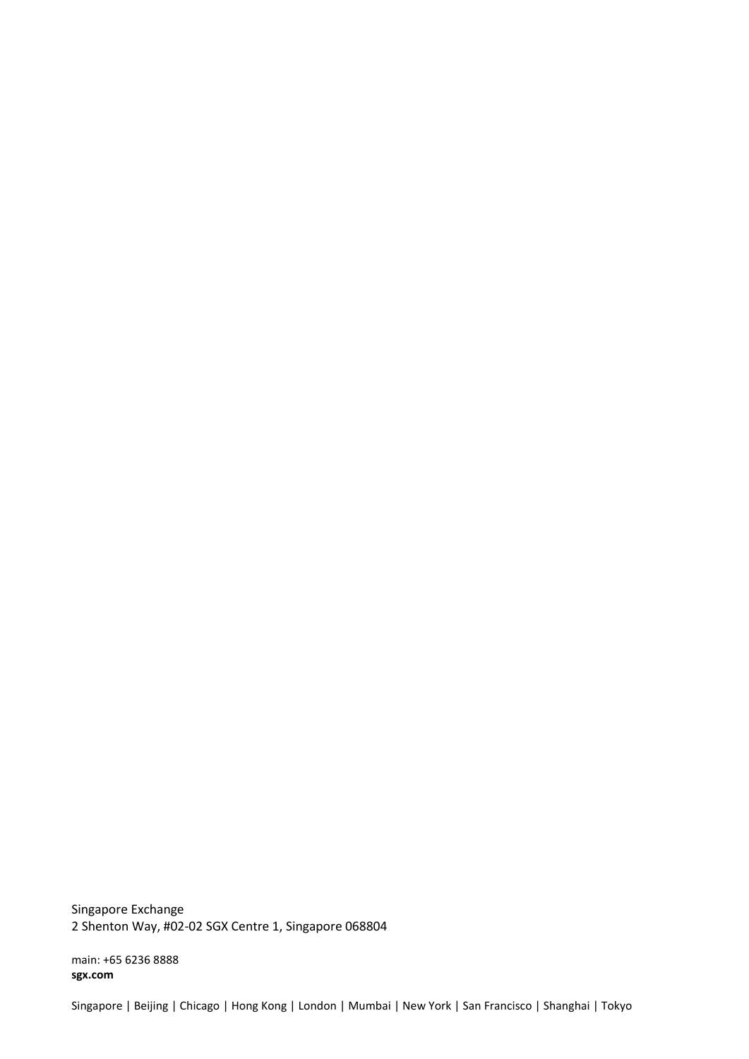Singapore Exchange
2 Shenton Way, #02-02 SGX Centre 1, Singapore 068804

main: +65 6236 8888
**sgx.com**

Singapore | Beijing | Chicago | Hong Kong | London | Mumbai | New York | San Francisco | Shanghai | Tokyo